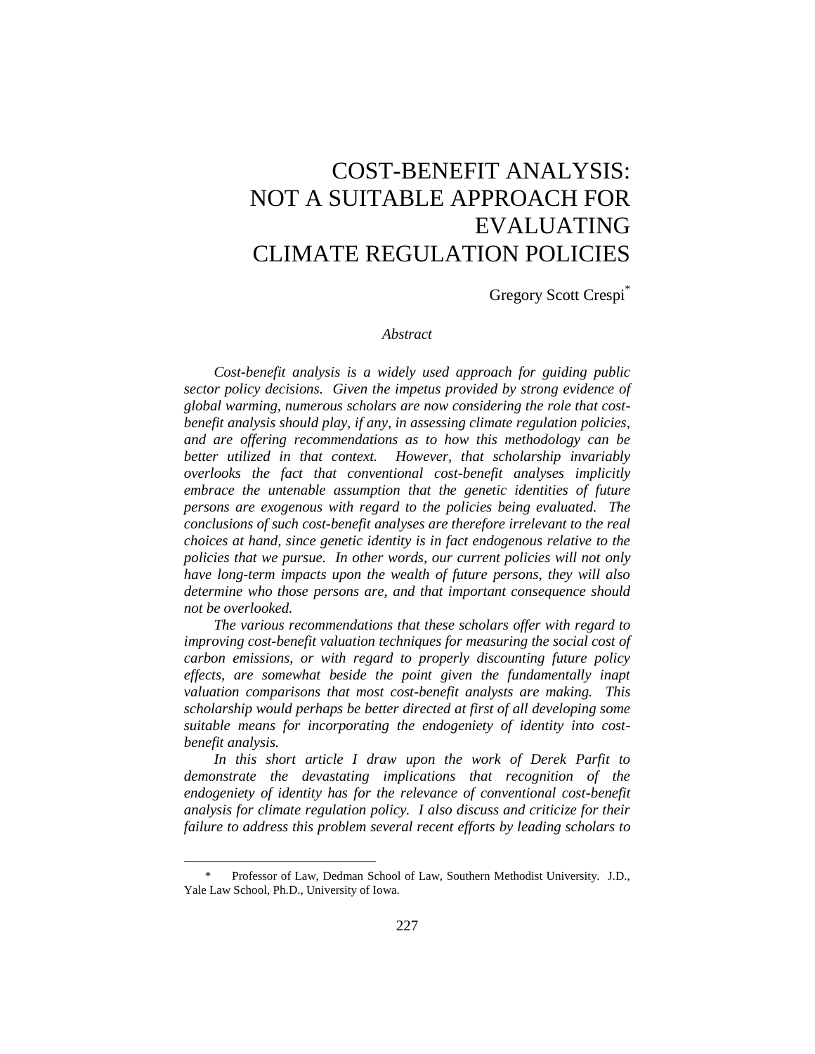# COST-BENEFIT ANALYSIS: NOT A SUITABLE APPROACH FOR EVALUATING CLIMATE REGULATION POLICIES

Gregory Scott Crespi[*]

*Abstract*

*Cost-benefit analysis is a widely used approach for guiding public sector policy decisions. Given the impetus provided by strong evidence of global warming, numerous scholars are now considering the role that cost-benefit analysis should play, if any, in assessing climate regulation policies, and are offering recommendations as to how this methodology can be better utilized in that context. However, that scholarship invariably overlooks the fact that conventional cost-benefit analyses implicitly embrace the untenable assumption that the genetic identities of future persons are exogenous with regard to the policies being evaluated. The conclusions of such cost-benefit analyses are therefore irrelevant to the real choices at hand, since genetic identity is in fact endogenous relative to the policies that we pursue. In other words, our current policies will not only have long-term impacts upon the wealth of future persons, they will also determine who those persons are, and that important consequence should not be overlooked.*

*The various recommendations that these scholars offer with regard to improving cost-benefit valuation techniques for measuring the social cost of carbon emissions, or with regard to properly discounting future policy effects, are somewhat beside the point given the fundamentally inapt valuation comparisons that most cost-benefit analysts are making. This scholarship would perhaps be better directed at first of all developing some suitable means for incorporating the endogeniety of identity into cost-benefit analysis.*

*In this short article I draw upon the work of Derek Parfit to demonstrate the devastating implications that recognition of the endogeniety of identity has for the relevance of conventional cost-benefit analysis for climate regulation policy. I also discuss and criticize for their failure to address this problem several recent efforts by leading scholars to*

---

[*] Professor of Law, Dedman School of Law, Southern Methodist University. J.D., Yale Law School, Ph.D., University of Iowa.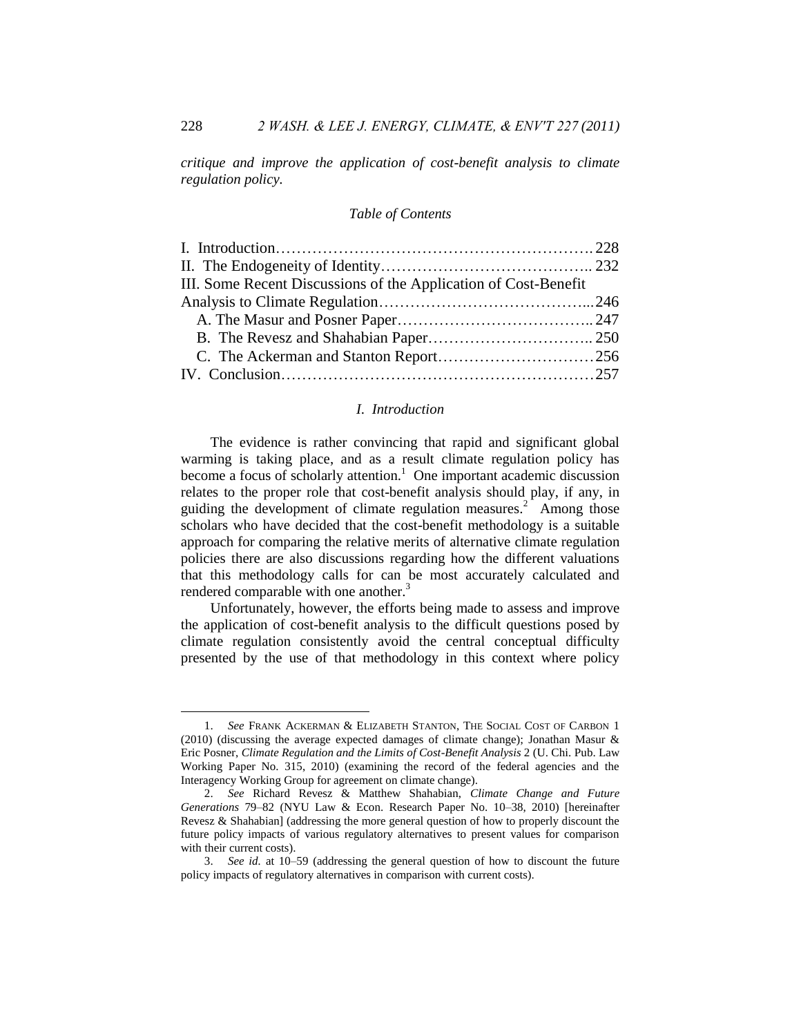*critique and improve the application of cost-benefit analysis to climate regulation policy.*

*Table of Contents*

I. Introduction……………………………………………………. 228
II. The Endogeneity of Identity………………………………….. 232
III. Some Recent Discussions of the Application of Cost-Benefit Analysis to Climate Regulation…………………………………... 246
 A. The Masur and Posner Paper……………………………….. 247
 B. The Revesz and Shahabian Paper………………………….. 250
 C. The Ackerman and Stanton Report………………………… 256
IV. Conclusion……………………………………………………. 257

## *I. Introduction*

The evidence is rather convincing that rapid and significant global warming is taking place, and as a result climate regulation policy has become a focus of scholarly attention.[1] One important academic discussion relates to the proper role that cost-benefit analysis should play, if any, in guiding the development of climate regulation measures.[2] Among those scholars who have decided that the cost-benefit methodology is a suitable approach for comparing the relative merits of alternative climate regulation policies there are also discussions regarding how the different valuations that this methodology calls for can be most accurately calculated and rendered comparable with one another.[3]

Unfortunately, however, the efforts being made to assess and improve the application of cost-benefit analysis to the difficult questions posed by climate regulation consistently avoid the central conceptual difficulty presented by the use of that methodology in this context where policy

---

1. *See* FRANK ACKERMAN & ELIZABETH STANTON, THE SOCIAL COST OF CARBON 1 (2010) (discussing the average expected damages of climate change); Jonathan Masur & Eric Posner, *Climate Regulation and the Limits of Cost-Benefit Analysis* 2 (U. Chi. Pub. Law Working Paper No. 315, 2010) (examining the record of the federal agencies and the Interagency Working Group for agreement on climate change).

2. *See* Richard Revesz & Matthew Shahabian, *Climate Change and Future Generations* 79–82 (NYU Law & Econ. Research Paper No. 10–38, 2010) [hereinafter Revesz & Shahabian] (addressing the more general question of how to properly discount the future policy impacts of various regulatory alternatives to present values for comparison with their current costs).

3. *See id.* at 10–59 (addressing the general question of how to discount the future policy impacts of regulatory alternatives in comparison with current costs).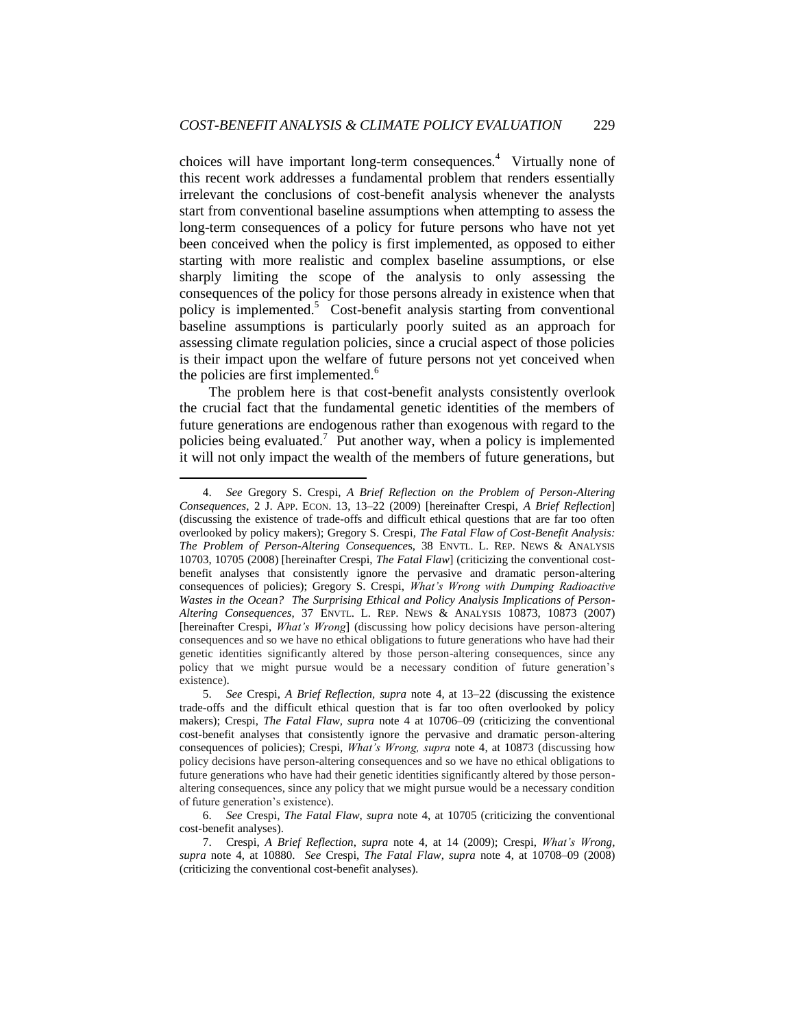choices will have important long-term consequences.[4] Virtually none of this recent work addresses a fundamental problem that renders essentially irrelevant the conclusions of cost-benefit analysis whenever the analysts start from conventional baseline assumptions when attempting to assess the long-term consequences of a policy for future persons who have not yet been conceived when the policy is first implemented, as opposed to either starting with more realistic and complex baseline assumptions, or else sharply limiting the scope of the analysis to only assessing the consequences of the policy for those persons already in existence when that policy is implemented.[5] Cost-benefit analysis starting from conventional baseline assumptions is particularly poorly suited as an approach for assessing climate regulation policies, since a crucial aspect of those policies is their impact upon the welfare of future persons not yet conceived when the policies are first implemented.[6]

The problem here is that cost-benefit analysts consistently overlook the crucial fact that the fundamental genetic identities of the members of future generations are endogenous rather than exogenous with regard to the policies being evaluated.[7] Put another way, when a policy is implemented it will not only impact the wealth of the members of future generations, but

---

4. *See* Gregory S. Crespi, *A Brief Reflection on the Problem of Person-Altering Consequences*, 2 J. APP. ECON. 13, 13–22 (2009) [hereinafter Crespi, *A Brief Reflection*] (discussing the existence of trade-offs and difficult ethical questions that are far too often overlooked by policy makers); Gregory S. Crespi, *The Fatal Flaw of Cost-Benefit Analysis: The Problem of Person-Altering Consequences*, 38 ENVTL. L. REP. NEWS & ANALYSIS 10703, 10705 (2008) [hereinafter Crespi, *The Fatal Flaw*] (criticizing the conventional cost-benefit analyses that consistently ignore the pervasive and dramatic person-altering consequences of policies); Gregory S. Crespi, *What's Wrong with Dumping Radioactive Wastes in the Ocean? The Surprising Ethical and Policy Analysis Implications of Person-Altering Consequences*, 37 ENVTL. L. REP. NEWS & ANALYSIS 10873, 10873 (2007) [hereinafter Crespi, *What's Wrong*] (discussing how policy decisions have person-altering consequences and so we have no ethical obligations to future generations who have had their genetic identities significantly altered by those person-altering consequences, since any policy that we might pursue would be a necessary condition of future generation's existence).

5. *See* Crespi, *A Brief Reflection*, *supra* note 4, at 13–22 (discussing the existence trade-offs and the difficult ethical question that is far too often overlooked by policy makers); Crespi, *The Fatal Flaw*, *supra* note 4 at 10706–09 (criticizing the conventional cost-benefit analyses that consistently ignore the pervasive and dramatic person-altering consequences of policies); Crespi, *What's Wrong*, *supra* note 4, at 10873 (discussing how policy decisions have person-altering consequences and so we have no ethical obligations to future generations who have had their genetic identities significantly altered by those person-altering consequences, since any policy that we might pursue would be a necessary condition of future generation's existence).

6. *See* Crespi, *The Fatal Flaw*, *supra* note 4, at 10705 (criticizing the conventional cost-benefit analyses).

7. Crespi, *A Brief Reflection*, *supra* note 4, at 14 (2009); Crespi, *What's Wrong*, *supra* note 4, at 10880. *See* Crespi, *The Fatal Flaw*, *supra* note 4, at 10708–09 (2008) (criticizing the conventional cost-benefit analyses).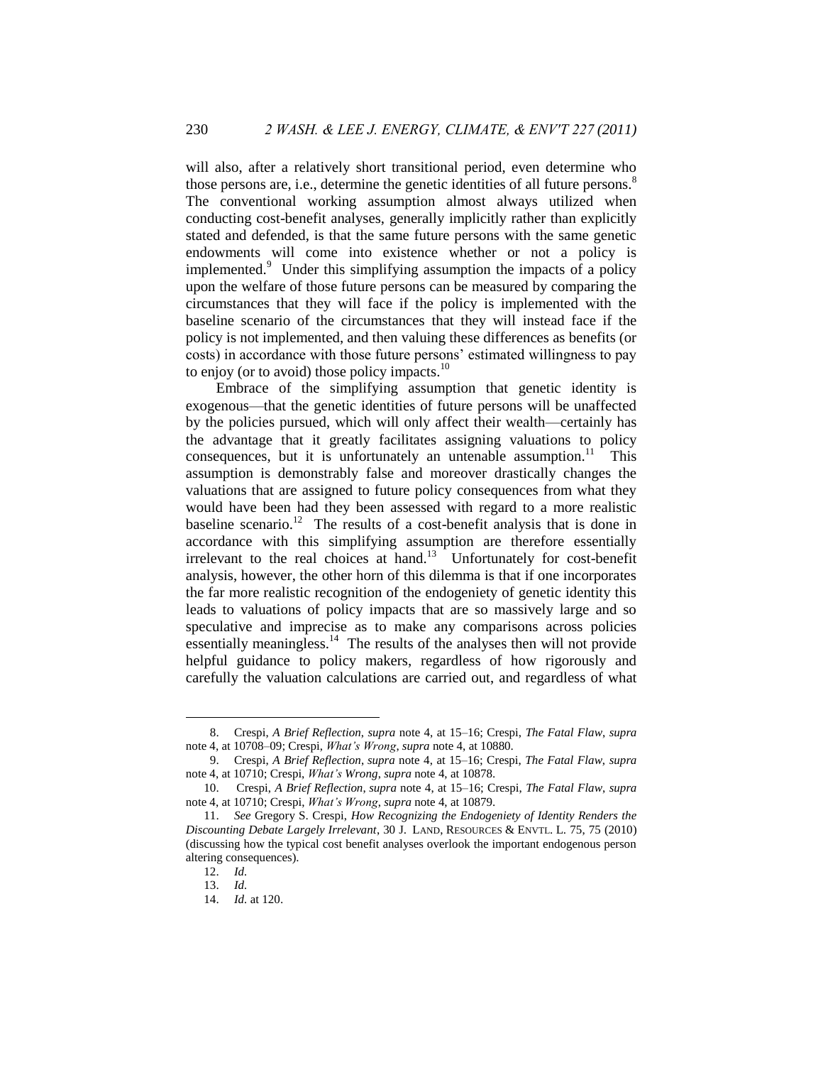will also, after a relatively short transitional period, even determine who those persons are, i.e., determine the genetic identities of all future persons.[8] The conventional working assumption almost always utilized when conducting cost-benefit analyses, generally implicitly rather than explicitly stated and defended, is that the same future persons with the same genetic endowments will come into existence whether or not a policy is implemented.[9] Under this simplifying assumption the impacts of a policy upon the welfare of those future persons can be measured by comparing the circumstances that they will face if the policy is implemented with the baseline scenario of the circumstances that they will instead face if the policy is not implemented, and then valuing these differences as benefits (or costs) in accordance with those future persons' estimated willingness to pay to enjoy (or to avoid) those policy impacts.[10]

Embrace of the simplifying assumption that genetic identity is exogenous—that the genetic identities of future persons will be unaffected by the policies pursued, which will only affect their wealth—certainly has the advantage that it greatly facilitates assigning valuations to policy consequences, but it is unfortunately an untenable assumption.[11] This assumption is demonstrably false and moreover drastically changes the valuations that are assigned to future policy consequences from what they would have been had they been assessed with regard to a more realistic baseline scenario.[12] The results of a cost-benefit analysis that is done in accordance with this simplifying assumption are therefore essentially irrelevant to the real choices at hand.[13] Unfortunately for cost-benefit analysis, however, the other horn of this dilemma is that if one incorporates the far more realistic recognition of the endogeniety of genetic identity this leads to valuations of policy impacts that are so massively large and so speculative and imprecise as to make any comparisons across policies essentially meaningless.[14] The results of the analyses then will not provide helpful guidance to policy makers, regardless of how rigorously and carefully the valuation calculations are carried out, and regardless of what

---

8. Crespi, *A Brief Reflection*, *supra* note 4, at 15–16; Crespi, *The Fatal Flaw*, *supra* note 4, at 10708–09; Crespi, *What's Wrong*, *supra* note 4, at 10880.

9. Crespi, *A Brief Reflection*, *supra* note 4, at 15–16; Crespi, *The Fatal Flaw*, *supra* note 4, at 10710; Crespi, *What's Wrong*, *supra* note 4, at 10878.

10. Crespi, *A Brief Reflection*, *supra* note 4, at 15–16; Crespi, *The Fatal Flaw*, *supra* note 4, at 10710; Crespi, *What's Wrong*, *supra* note 4, at 10879.

11. *See* Gregory S. Crespi, *How Recognizing the Endogeniety of Identity Renders the Discounting Debate Largely Irrelevant*, 30 J. LAND, RESOURCES & ENVTL. L. 75, 75 (2010) (discussing how the typical cost benefit analyses overlook the important endogenous person altering consequences).

12. *Id.*

13. *Id.*

14. *Id.* at 120.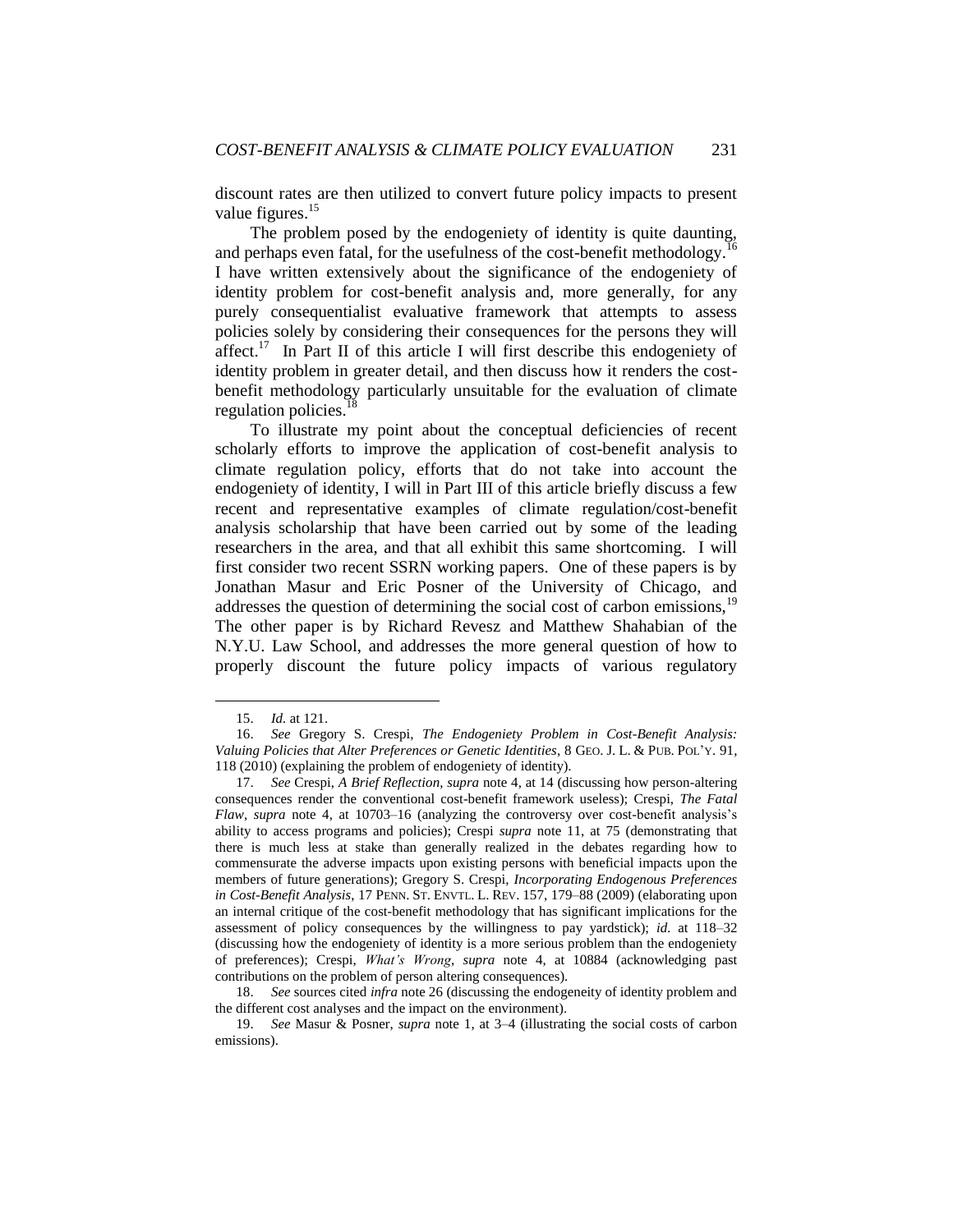discount rates are then utilized to convert future policy impacts to present value figures.[15]

The problem posed by the endogeniety of identity is quite daunting, and perhaps even fatal, for the usefulness of the cost-benefit methodology.[16] I have written extensively about the significance of the endogeniety of identity problem for cost-benefit analysis and, more generally, for any purely consequentialist evaluative framework that attempts to assess policies solely by considering their consequences for the persons they will affect.[17] In Part II of this article I will first describe this endogeniety of identity problem in greater detail, and then discuss how it renders the cost-benefit methodology particularly unsuitable for the evaluation of climate regulation policies.[18]

To illustrate my point about the conceptual deficiencies of recent scholarly efforts to improve the application of cost-benefit analysis to climate regulation policy, efforts that do not take into account the endogeniety of identity, I will in Part III of this article briefly discuss a few recent and representative examples of climate regulation/cost-benefit analysis scholarship that have been carried out by some of the leading researchers in the area, and that all exhibit this same shortcoming. I will first consider two recent SSRN working papers. One of these papers is by Jonathan Masur and Eric Posner of the University of Chicago, and addresses the question of determining the social cost of carbon emissions,[19] The other paper is by Richard Revesz and Matthew Shahabian of the N.Y.U. Law School, and addresses the more general question of how to properly discount the future policy impacts of various regulatory

---

15. *Id.* at 121.

16. *See* Gregory S. Crespi, *The Endogeniety Problem in Cost-Benefit Analysis: Valuing Policies that Alter Preferences or Genetic Identities*, 8 GEO. J. L. & PUB. POL'Y. 91, 118 (2010) (explaining the problem of endogeniety of identity).

17. *See* Crespi, *A Brief Reflection*, *supra* note 4, at 14 (discussing how person-altering consequences render the conventional cost-benefit framework useless); Crespi, *The Fatal Flaw*, *supra* note 4, at 10703–16 (analyzing the controversy over cost-benefit analysis's ability to access programs and policies); Crespi *supra* note 11, at 75 (demonstrating that there is much less at stake than generally realized in the debates regarding how to commensurate the adverse impacts upon existing persons with beneficial impacts upon the members of future generations); Gregory S. Crespi, *Incorporating Endogenous Preferences in Cost-Benefit Analysis*, 17 PENN. ST. ENVTL. L. REV. 157, 179–88 (2009) (elaborating upon an internal critique of the cost-benefit methodology that has significant implications for the assessment of policy consequences by the willingness to pay yardstick); *id.* at 118–32 (discussing how the endogeniety of identity is a more serious problem than the endogeniety of preferences); Crespi, *What's Wrong*, *supra* note 4, at 10884 (acknowledging past contributions on the problem of person altering consequences).

18. *See* sources cited *infra* note 26 (discussing the endogeneity of identity problem and the different cost analyses and the impact on the environment).

19. *See* Masur & Posner, *supra* note 1, at 3–4 (illustrating the social costs of carbon emissions).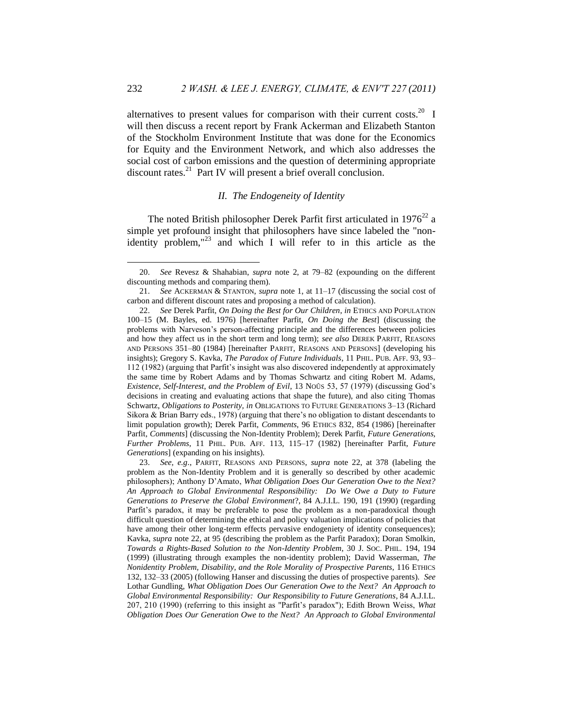alternatives to present values for comparison with their current costs.[20] I will then discuss a recent report by Frank Ackerman and Elizabeth Stanton of the Stockholm Environment Institute that was done for the Economics for Equity and the Environment Network, and which also addresses the social cost of carbon emissions and the question of determining appropriate discount rates.[21] Part IV will present a brief overall conclusion.

## *II. The Endogeneity of Identity*

The noted British philosopher Derek Parfit first articulated in 1976[22] a simple yet profound insight that philosophers have since labeled the "non-identity problem,"[23] and which I will refer to in this article as the

---

20. *See* Revesz & Shahabian, *supra* note 2, at 79–82 (expounding on the different discounting methods and comparing them).

21. *See* ACKERMAN & STANTON, *supra* note 1, at 11–17 (discussing the social cost of carbon and different discount rates and proposing a method of calculation).

22. *See* Derek Parfit, *On Doing the Best for Our Children*, *in* ETHICS AND POPULATION 100–15 (M. Bayles, ed. 1976) [hereinafter Parfit, *On Doing the Best*] (discussing the problems with Narveson's person-affecting principle and the differences between policies and how they affect us in the short term and long term); *see also* DEREK PARFIT, REASONS AND PERSONS 351–80 (1984) [hereinafter PARFIT, REASONS AND PERSONS] (developing his insights); Gregory S. Kavka, *The Paradox of Future Individuals*, 11 PHIL. PUB. AFF. 93, 93–112 (1982) (arguing that Parfit's insight was also discovered independently at approximately the same time by Robert Adams and by Thomas Schwartz and citing Robert M. Adams, *Existence, Self-Interest, and the Problem of Evil*, 13 NOÛS 53, 57 (1979) (discussing God's decisions in creating and evaluating actions that shape the future), and also citing Thomas Schwartz, *Obligations to Posterity*, *in* OBLIGATIONS TO FUTURE GENERATIONS 3–13 (Richard Sikora & Brian Barry eds., 1978) (arguing that there's no obligation to distant descendants to limit population growth); Derek Parfit, *Comments*, 96 ETHICS 832, 854 (1986) [hereinafter Parfit, *Comments*] (discussing the Non-Identity Problem); Derek Parfit, *Future Generations, Further Problems*, 11 PHIL. PUB. AFF. 113, 115–17 (1982) [hereinafter Parfit, *Future Generations*] (expanding on his insights).

23. *See, e.g.*, PARFIT, REASONS AND PERSONS, *supra* note 22, at 378 (labeling the problem as the Non-Identity Problem and it is generally so described by other academic philosophers); Anthony D'Amato, *What Obligation Does Our Generation Owe to the Next? An Approach to Global Environmental Responsibility: Do We Owe a Duty to Future Generations to Preserve the Global Environment*?, 84 A.J.I.L. 190, 191 (1990) (regarding Parfit's paradox, it may be preferable to pose the problem as a non-paradoxical though difficult question of determining the ethical and policy valuation implications of policies that have among their other long-term effects pervasive endogeniety of identity consequences); Kavka, *supra* note 22, at 95 (describing the problem as the Parfit Paradox); Doran Smolkin, *Towards a Rights-Based Solution to the Non-Identity Problem*, 30 J. SOC. PHIL. 194, 194 (1999) (illustrating through examples the non-identity problem); David Wasserman, *The Nonidentity Problem, Disability, and the Role Morality of Prospective Parents*, 116 ETHICS 132, 132–33 (2005) (following Hanser and discussing the duties of prospective parents). *See* Lothar Gundling, *What Obligation Does Our Generation Owe to the Next? An Approach to Global Environmental Responsibility: Our Responsibility to Future Generations*, 84 A.J.I.L. 207, 210 (1990) (referring to this insight as "Parfit's paradox"); Edith Brown Weiss, *What Obligation Does Our Generation Owe to the Next? An Approach to Global Environmental*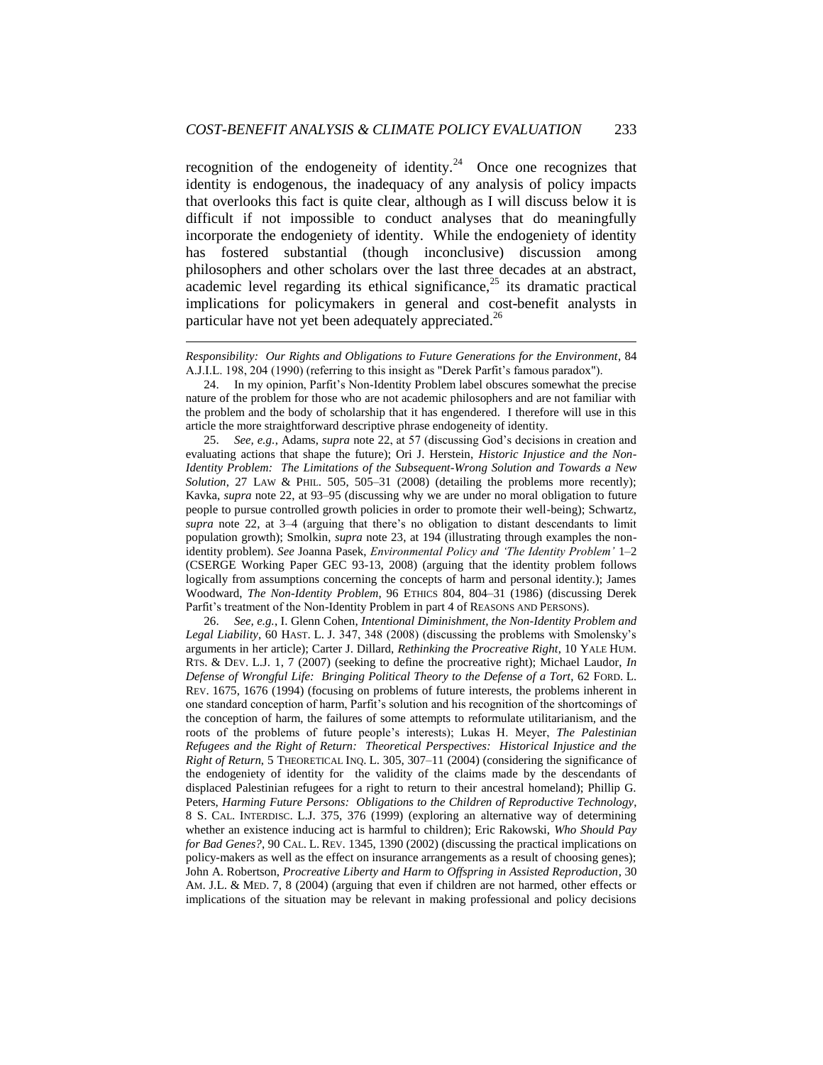recognition of the endogeneity of identity.[24] Once one recognizes that identity is endogenous, the inadequacy of any analysis of policy impacts that overlooks this fact is quite clear, although as I will discuss below it is difficult if not impossible to conduct analyses that do meaningfully incorporate the endogeniety of identity. While the endogeniety of identity has fostered substantial (though inconclusive) discussion among philosophers and other scholars over the last three decades at an abstract, academic level regarding its ethical significance,[25] its dramatic practical implications for policymakers in general and cost-benefit analysts in particular have not yet been adequately appreciated.[26]

---

*Responsibility: Our Rights and Obligations to Future Generations for the Environment*, 84 A.J.I.L. 198, 204 (1990) (referring to this insight as "Derek Parfit's famous paradox").

24. In my opinion, Parfit's Non-Identity Problem label obscures somewhat the precise nature of the problem for those who are not academic philosophers and are not familiar with the problem and the body of scholarship that it has engendered. I therefore will use in this article the more straightforward descriptive phrase endogeneity of identity.

25. *See, e.g.*, Adams, *supra* note 22, at 57 (discussing God's decisions in creation and evaluating actions that shape the future); Ori J. Herstein, *Historic Injustice and the Non-Identity Problem: The Limitations of the Subsequent-Wrong Solution and Towards a New Solution*, 27 LAW & PHIL. 505, 505–31 (2008) (detailing the problems more recently); Kavka, *supra* note 22, at 93–95 (discussing why we are under no moral obligation to future people to pursue controlled growth policies in order to promote their well-being); Schwartz, *supra* note 22, at 3–4 (arguing that there's no obligation to distant descendants to limit population growth); Smolkin, *supra* note 23, at 194 (illustrating through examples the non-identity problem). *See* Joanna Pasek, *Environmental Policy and 'The Identity Problem'* 1–2 (CSERGE Working Paper GEC 93-13, 2008) (arguing that the identity problem follows logically from assumptions concerning the concepts of harm and personal identity.); James Woodward, *The Non-Identity Problem*, 96 ETHICS 804, 804–31 (1986) (discussing Derek Parfit's treatment of the Non-Identity Problem in part 4 of REASONS AND PERSONS).

26. *See, e.g.*, I. Glenn Cohen, *Intentional Diminishment, the Non-Identity Problem and Legal Liability*, 60 HAST. L. J. 347, 348 (2008) (discussing the problems with Smolensky's arguments in her article); Carter J. Dillard, *Rethinking the Procreative Right*, 10 YALE HUM. RTS. & DEV. L.J. 1, 7 (2007) (seeking to define the procreative right); Michael Laudor, *In Defense of Wrongful Life: Bringing Political Theory to the Defense of a Tort*, 62 FORD. L. REV. 1675, 1676 (1994) (focusing on problems of future interests, the problems inherent in one standard conception of harm, Parfit's solution and his recognition of the shortcomings of the conception of harm, the failures of some attempts to reformulate utilitarianism, and the roots of the problems of future people's interests); Lukas H. Meyer, *The Palestinian Refugees and the Right of Return: Theoretical Perspectives: Historical Injustice and the Right of Return*, 5 THEORETICAL INQ. L. 305, 307–11 (2004) (considering the significance of the endogeniety of identity for the validity of the claims made by the descendants of displaced Palestinian refugees for a right to return to their ancestral homeland); Phillip G. Peters, *Harming Future Persons: Obligations to the Children of Reproductive Technology*, 8 S. CAL. INTERDISC. L.J. 375, 376 (1999) (exploring an alternative way of determining whether an existence inducing act is harmful to children); Eric Rakowski, *Who Should Pay for Bad Genes?*, 90 CAL. L. REV. 1345, 1390 (2002) (discussing the practical implications on policy-makers as well as the effect on insurance arrangements as a result of choosing genes); John A. Robertson, *Procreative Liberty and Harm to Offspring in Assisted Reproduction*, 30 AM. J.L. & MED. 7, 8 (2004) (arguing that even if children are not harmed, other effects or implications of the situation may be relevant in making professional and policy decisions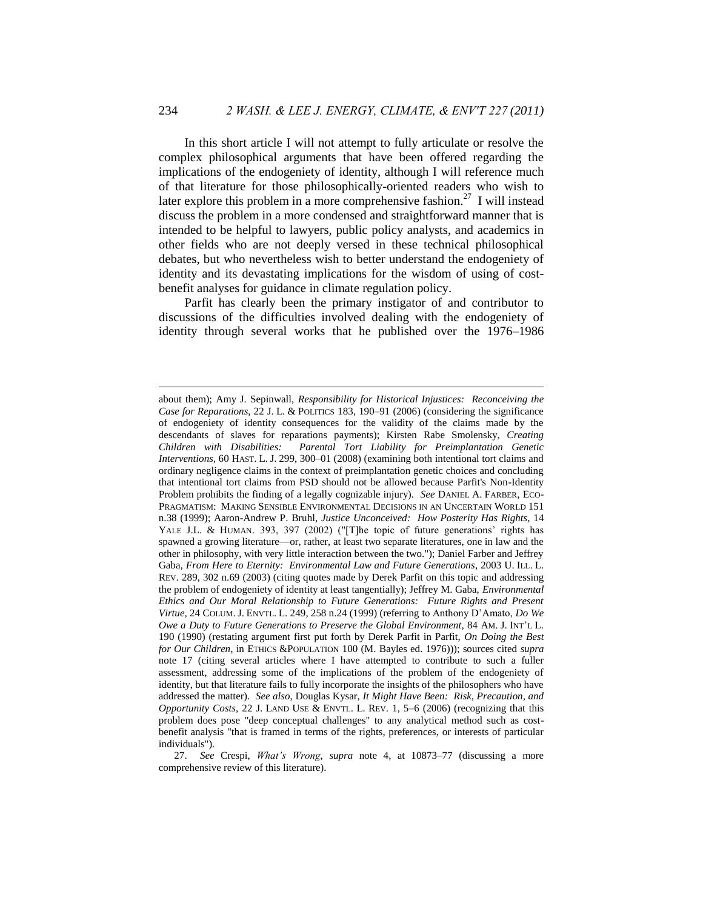In this short article I will not attempt to fully articulate or resolve the complex philosophical arguments that have been offered regarding the implications of the endogeniety of identity, although I will reference much of that literature for those philosophically-oriented readers who wish to later explore this problem in a more comprehensive fashion.[27] I will instead discuss the problem in a more condensed and straightforward manner that is intended to be helpful to lawyers, public policy analysts, and academics in other fields who are not deeply versed in these technical philosophical debates, but who nevertheless wish to better understand the endogeniety of identity and its devastating implications for the wisdom of using of cost-benefit analyses for guidance in climate regulation policy.

Parfit has clearly been the primary instigator of and contributor to discussions of the difficulties involved dealing with the endogeniety of identity through several works that he published over the 1976–1986

---

about them); Amy J. Sepinwall, *Responsibility for Historical Injustices: Reconceiving the Case for Reparations*, 22 J. L. & POLITICS 183, 190–91 (2006) (considering the significance of endogeniety of identity consequences for the validity of the claims made by the descendants of slaves for reparations payments); Kirsten Rabe Smolensky, *Creating Children with Disabilities: Parental Tort Liability for Preimplantation Genetic Interventions*, 60 HAST. L. J. 299, 300–01 (2008) (examining both intentional tort claims and ordinary negligence claims in the context of preimplantation genetic choices and concluding that intentional tort claims from PSD should not be allowed because Parfit's Non-Identity Problem prohibits the finding of a legally cognizable injury). *See* DANIEL A. FARBER, ECO-PRAGMATISM: MAKING SENSIBLE ENVIRONMENTAL DECISIONS IN AN UNCERTAIN WORLD 151 n.38 (1999); Aaron-Andrew P. Bruhl, *Justice Unconceived: How Posterity Has Rights*, 14 YALE J.L. & HUMAN. 393, 397 (2002) ("[T]he topic of future generations' rights has spawned a growing literature—or, rather, at least two separate literatures, one in law and the other in philosophy, with very little interaction between the two."); Daniel Farber and Jeffrey Gaba, *From Here to Eternity: Environmental Law and Future Generations*, 2003 U. ILL. L. REV. 289, 302 n.69 (2003) (citing quotes made by Derek Parfit on this topic and addressing the problem of endogeniety of identity at least tangentially); Jeffrey M. Gaba, *Environmental Ethics and Our Moral Relationship to Future Generations: Future Rights and Present Virtue*, 24 COLUM. J. ENVTL. L. 249, 258 n.24 (1999) (referring to Anthony D'Amato, *Do We Owe a Duty to Future Generations to Preserve the Global Environment*, 84 AM. J. INT'L L. 190 (1990) (restating argument first put forth by Derek Parfit in Parfit, *On Doing the Best for Our Children*, in ETHICS &POPULATION 100 (M. Bayles ed. 1976))); sources cited *supra* note 17 (citing several articles where I have attempted to contribute to such a fuller assessment, addressing some of the implications of the problem of the endogeniety of identity, but that literature fails to fully incorporate the insights of the philosophers who have addressed the matter). *See also*, Douglas Kysar, *It Might Have Been: Risk, Precaution, and Opportunity Costs*, 22 J. LAND USE & ENVTL. L. REV. 1, 5–6 (2006) (recognizing that this problem does pose "deep conceptual challenges" to any analytical method such as cost-benefit analysis "that is framed in terms of the rights, preferences, or interests of particular individuals").

27. *See* Crespi, *What's Wrong*, *supra* note 4, at 10873–77 (discussing a more comprehensive review of this literature).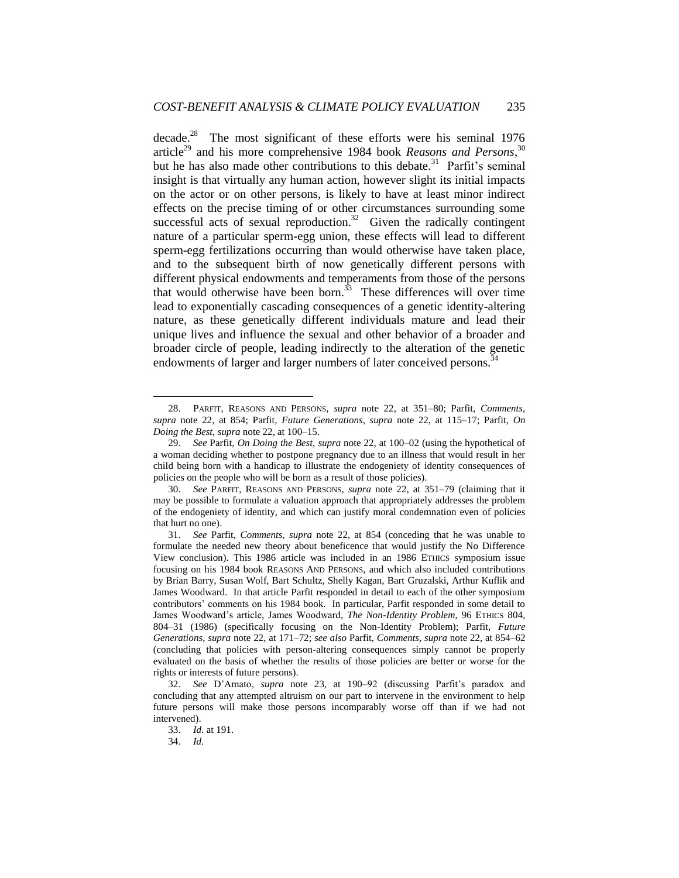decade.[28] The most significant of these efforts were his seminal 1976 article[29] and his more comprehensive 1984 book *Reasons and Persons*,[30] but he has also made other contributions to this debate.[31] Parfit's seminal insight is that virtually any human action, however slight its initial impacts on the actor or on other persons, is likely to have at least minor indirect effects on the precise timing of or other circumstances surrounding some successful acts of sexual reproduction.[32] Given the radically contingent nature of a particular sperm-egg union, these effects will lead to different sperm-egg fertilizations occurring than would otherwise have taken place, and to the subsequent birth of now genetically different persons with different physical endowments and temperaments from those of the persons that would otherwise have been born.[33] These differences will over time lead to exponentially cascading consequences of a genetic identity-altering nature, as these genetically different individuals mature and lead their unique lives and influence the sexual and other behavior of a broader and broader circle of people, leading indirectly to the alteration of the genetic endowments of larger and larger numbers of later conceived persons.[34]

---

28. PARFIT, REASONS AND PERSONS, *supra* note 22, at 351–80; Parfit, *Comments*, *supra* note 22, at 854; Parfit, *Future Generations*, *supra* note 22, at 115–17; Parfit, *On Doing the Best*, *supra* note 22, at 100–15.

29. *See* Parfit, *On Doing the Best*, *supra* note 22, at 100–02 (using the hypothetical of a woman deciding whether to postpone pregnancy due to an illness that would result in her child being born with a handicap to illustrate the endogeniety of identity consequences of policies on the people who will be born as a result of those policies).

30. *See* PARFIT, REASONS AND PERSONS, *supra* note 22, at 351–79 (claiming that it may be possible to formulate a valuation approach that appropriately addresses the problem of the endogeniety of identity, and which can justify moral condemnation even of policies that hurt no one).

31. *See* Parfit, *Comments*, *supra* note 22, at 854 (conceding that he was unable to formulate the needed new theory about beneficence that would justify the No Difference View conclusion). This 1986 article was included in an 1986 ETHICS symposium issue focusing on his 1984 book REASONS AND PERSONS, and which also included contributions by Brian Barry, Susan Wolf, Bart Schultz, Shelly Kagan, Bart Gruzalski, Arthur Kuflik and James Woodward. In that article Parfit responded in detail to each of the other symposium contributors' comments on his 1984 book. In particular, Parfit responded in some detail to James Woodward's article, James Woodward, *The Non-Identity Problem*, 96 ETHICS 804, 804–31 (1986) (specifically focusing on the Non-Identity Problem); Parfit, *Future Generations*, *supra* note 22, at 171–72; *see also* Parfit, *Comments*, *supra* note 22, at 854–62 (concluding that policies with person-altering consequences simply cannot be properly evaluated on the basis of whether the results of those policies are better or worse for the rights or interests of future persons).

32. *See* D'Amato, *supra* note 23, at 190–92 (discussing Parfit's paradox and concluding that any attempted altruism on our part to intervene in the environment to help future persons will make those persons incomparably worse off than if we had not intervened).

33. *Id.* at 191.

34. *Id.*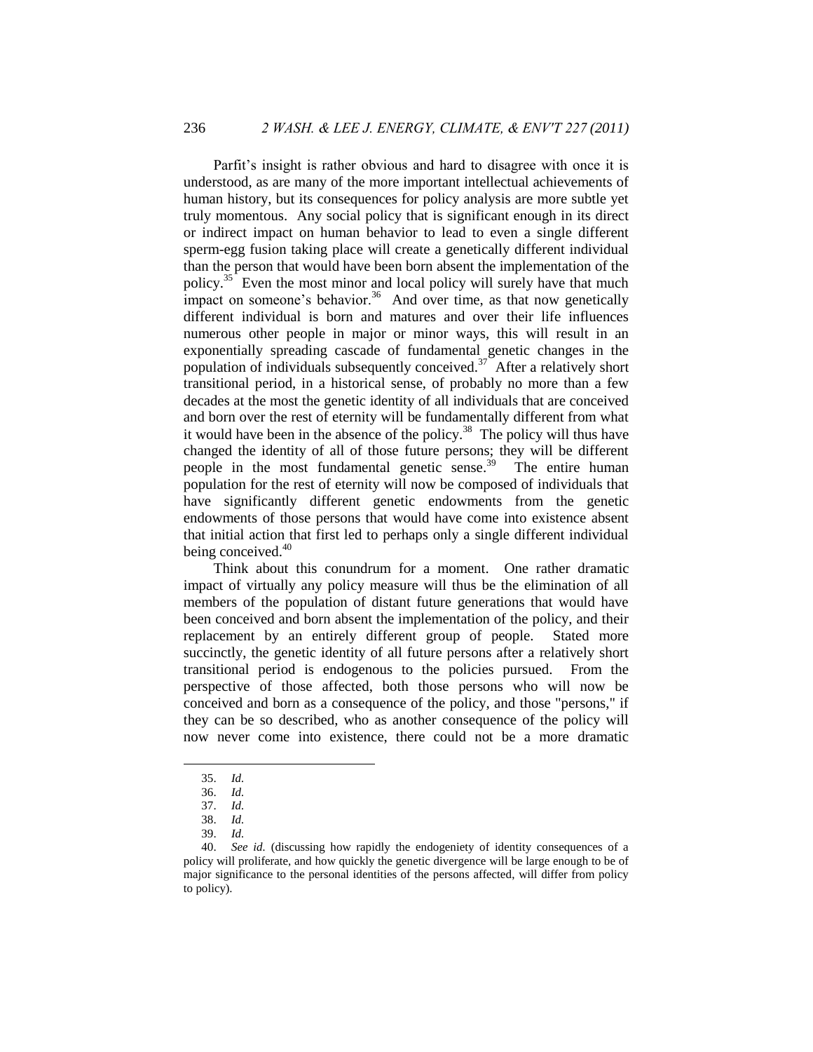Parfit's insight is rather obvious and hard to disagree with once it is understood, as are many of the more important intellectual achievements of human history, but its consequences for policy analysis are more subtle yet truly momentous. Any social policy that is significant enough in its direct or indirect impact on human behavior to lead to even a single different sperm-egg fusion taking place will create a genetically different individual than the person that would have been born absent the implementation of the policy.[35] Even the most minor and local policy will surely have that much impact on someone's behavior.[36] And over time, as that now genetically different individual is born and matures and over their life influences numerous other people in major or minor ways, this will result in an exponentially spreading cascade of fundamental genetic changes in the population of individuals subsequently conceived.[37] After a relatively short transitional period, in a historical sense, of probably no more than a few decades at the most the genetic identity of all individuals that are conceived and born over the rest of eternity will be fundamentally different from what it would have been in the absence of the policy.[38] The policy will thus have changed the identity of all of those future persons; they will be different people in the most fundamental genetic sense.[39] The entire human population for the rest of eternity will now be composed of individuals that have significantly different genetic endowments from the genetic endowments of those persons that would have come into existence absent that initial action that first led to perhaps only a single different individual being conceived.[40]

Think about this conundrum for a moment. One rather dramatic impact of virtually any policy measure will thus be the elimination of all members of the population of distant future generations that would have been conceived and born absent the implementation of the policy, and their replacement by an entirely different group of people. Stated more succinctly, the genetic identity of all future persons after a relatively short transitional period is endogenous to the policies pursued. From the perspective of those affected, both those persons who will now be conceived and born as a consequence of the policy, and those "persons," if they can be so described, who as another consequence of the policy will now never come into existence, there could not be a more dramatic

---

35. *Id.*

36. *Id.*

37. *Id.*

38. *Id.*

39. *Id.*

40. *See id.* (discussing how rapidly the endogeniety of identity consequences of a policy will proliferate, and how quickly the genetic divergence will be large enough to be of major significance to the personal identities of the persons affected, will differ from policy to policy).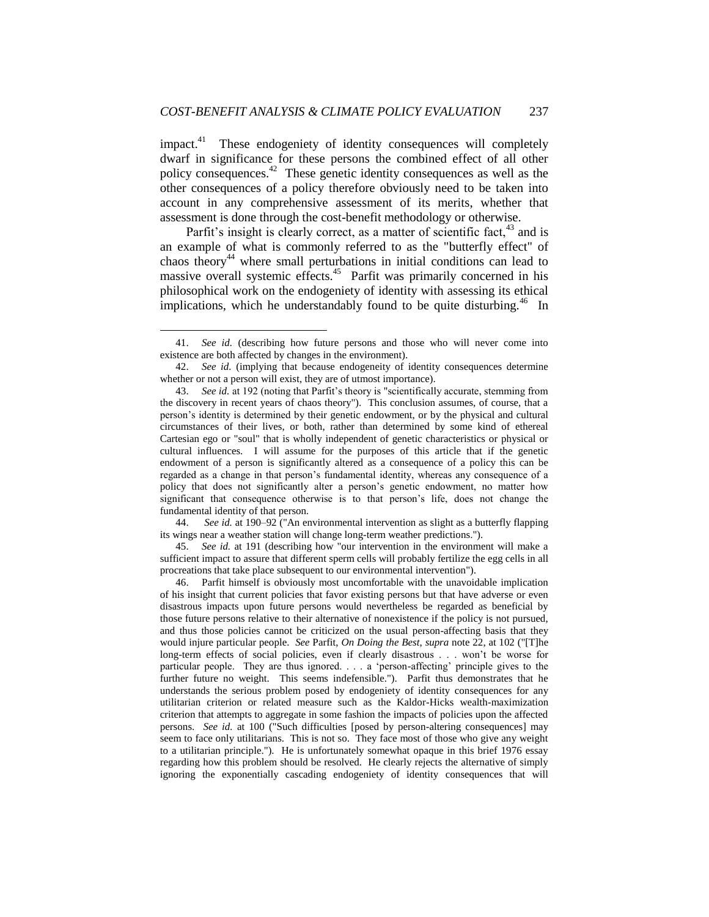impact.[41] These endogeniety of identity consequences will completely dwarf in significance for these persons the combined effect of all other policy consequences.[42] These genetic identity consequences as well as the other consequences of a policy therefore obviously need to be taken into account in any comprehensive assessment of its merits, whether that assessment is done through the cost-benefit methodology or otherwise.

Parfit's insight is clearly correct, as a matter of scientific fact,[43] and is an example of what is commonly referred to as the "butterfly effect" of chaos theory[44] where small perturbations in initial conditions can lead to massive overall systemic effects.[45] Parfit was primarily concerned in his philosophical work on the endogeniety of identity with assessing its ethical implications, which he understandably found to be quite disturbing.[46] In

---

41. *See id.* (describing how future persons and those who will never come into existence are both affected by changes in the environment).

42. *See id.* (implying that because endogeneity of identity consequences determine whether or not a person will exist, they are of utmost importance).

43. *See id.* at 192 (noting that Parfit's theory is "scientifically accurate, stemming from the discovery in recent years of chaos theory"). This conclusion assumes, of course, that a person's identity is determined by their genetic endowment, or by the physical and cultural circumstances of their lives, or both, rather than determined by some kind of ethereal Cartesian ego or "soul" that is wholly independent of genetic characteristics or physical or cultural influences. I will assume for the purposes of this article that if the genetic endowment of a person is significantly altered as a consequence of a policy this can be regarded as a change in that person's fundamental identity, whereas any consequence of a policy that does not significantly alter a person's genetic endowment, no matter how significant that consequence otherwise is to that person's life, does not change the fundamental identity of that person.

44. *See id.* at 190–92 ("An environmental intervention as slight as a butterfly flapping its wings near a weather station will change long-term weather predictions.").

45. *See id.* at 191 (describing how "our intervention in the environment will make a sufficient impact to assure that different sperm cells will probably fertilize the egg cells in all procreations that take place subsequent to our environmental intervention").

46. Parfit himself is obviously most uncomfortable with the unavoidable implication of his insight that current policies that favor existing persons but that have adverse or even disastrous impacts upon future persons would nevertheless be regarded as beneficial by those future persons relative to their alternative of nonexistence if the policy is not pursued, and thus those policies cannot be criticized on the usual person-affecting basis that they would injure particular people. *See* Parfit, *On Doing the Best*, *supra* note 22, at 102 ("[T]he long-term effects of social policies, even if clearly disastrous . . . won't be worse for particular people. They are thus ignored. . . . a 'person-affecting' principle gives to the further future no weight. This seems indefensible."). Parfit thus demonstrates that he understands the serious problem posed by endogeniety of identity consequences for any utilitarian criterion or related measure such as the Kaldor-Hicks wealth-maximization criterion that attempts to aggregate in some fashion the impacts of policies upon the affected persons. *See id.* at 100 ("Such difficulties [posed by person-altering consequences] may seem to face only utilitarians. This is not so. They face most of those who give any weight to a utilitarian principle."). He is unfortunately somewhat opaque in this brief 1976 essay regarding how this problem should be resolved. He clearly rejects the alternative of simply ignoring the exponentially cascading endogeniety of identity consequences that will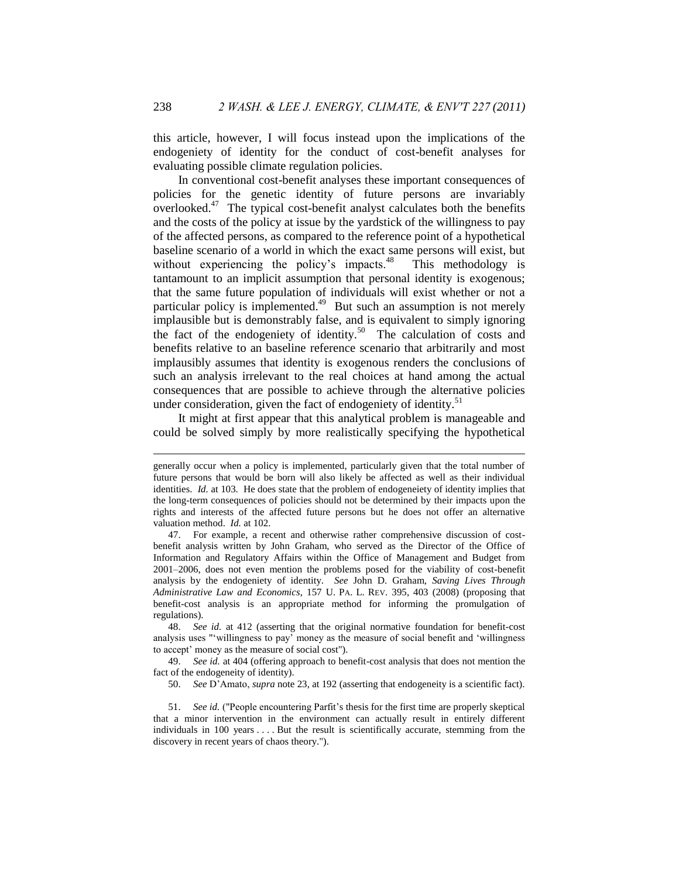this article, however, I will focus instead upon the implications of the endogeniety of identity for the conduct of cost-benefit analyses for evaluating possible climate regulation policies.

In conventional cost-benefit analyses these important consequences of policies for the genetic identity of future persons are invariably overlooked.[47] The typical cost-benefit analyst calculates both the benefits and the costs of the policy at issue by the yardstick of the willingness to pay of the affected persons, as compared to the reference point of a hypothetical baseline scenario of a world in which the exact same persons will exist, but without experiencing the policy's impacts.[48] This methodology is tantamount to an implicit assumption that personal identity is exogenous; that the same future population of individuals will exist whether or not a particular policy is implemented.[49] But such an assumption is not merely implausible but is demonstrably false, and is equivalent to simply ignoring the fact of the endogeniety of identity.[50] The calculation of costs and benefits relative to an baseline reference scenario that arbitrarily and most implausibly assumes that identity is exogenous renders the conclusions of such an analysis irrelevant to the real choices at hand among the actual consequences that are possible to achieve through the alternative policies under consideration, given the fact of endogeniety of identity.[51]

It might at first appear that this analytical problem is manageable and could be solved simply by more realistically specifying the hypothetical

---

generally occur when a policy is implemented, particularly given that the total number of future persons that would be born will also likely be affected as well as their individual identities. *Id.* at 103. He does state that the problem of endogeneiety of identity implies that the long-term consequences of policies should not be determined by their impacts upon the rights and interests of the affected future persons but he does not offer an alternative valuation method. *Id.* at 102.

47. For example, a recent and otherwise rather comprehensive discussion of cost-benefit analysis written by John Graham, who served as the Director of the Office of Information and Regulatory Affairs within the Office of Management and Budget from 2001–2006, does not even mention the problems posed for the viability of cost-benefit analysis by the endogeniety of identity. *See* John D. Graham, *Saving Lives Through Administrative Law and Economics*, 157 U. PA. L. REV. 395, 403 (2008) (proposing that benefit-cost analysis is an appropriate method for informing the promulgation of regulations).

48. *See id.* at 412 (asserting that the original normative foundation for benefit-cost analysis uses "'willingness to pay' money as the measure of social benefit and 'willingness to accept' money as the measure of social cost").

49. *See id.* at 404 (offering approach to benefit-cost analysis that does not mention the fact of the endogeneity of identity).

50. *See* D'Amato, *supra* note 23, at 192 (asserting that endogeneity is a scientific fact).

51. *See id.* ("People encountering Parfit's thesis for the first time are properly skeptical that a minor intervention in the environment can actually result in entirely different individuals in 100 years . . . . But the result is scientifically accurate, stemming from the discovery in recent years of chaos theory.").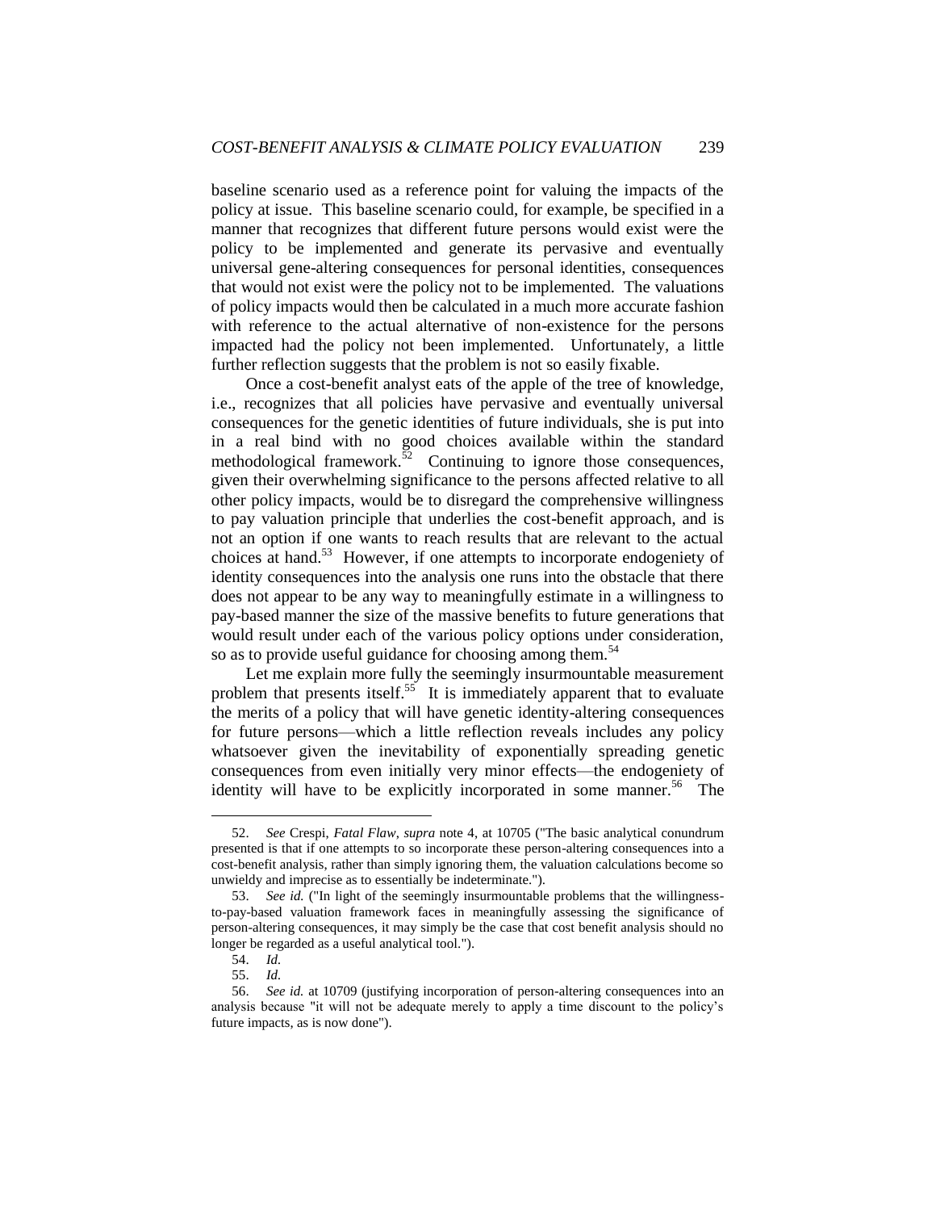baseline scenario used as a reference point for valuing the impacts of the policy at issue. This baseline scenario could, for example, be specified in a manner that recognizes that different future persons would exist were the policy to be implemented and generate its pervasive and eventually universal gene-altering consequences for personal identities, consequences that would not exist were the policy not to be implemented. The valuations of policy impacts would then be calculated in a much more accurate fashion with reference to the actual alternative of non-existence for the persons impacted had the policy not been implemented. Unfortunately, a little further reflection suggests that the problem is not so easily fixable.

Once a cost-benefit analyst eats of the apple of the tree of knowledge, i.e., recognizes that all policies have pervasive and eventually universal consequences for the genetic identities of future individuals, she is put into in a real bind with no good choices available within the standard methodological framework.[52] Continuing to ignore those consequences, given their overwhelming significance to the persons affected relative to all other policy impacts, would be to disregard the comprehensive willingness to pay valuation principle that underlies the cost-benefit approach, and is not an option if one wants to reach results that are relevant to the actual choices at hand.[53] However, if one attempts to incorporate endogeniety of identity consequences into the analysis one runs into the obstacle that there does not appear to be any way to meaningfully estimate in a willingness to pay-based manner the size of the massive benefits to future generations that would result under each of the various policy options under consideration, so as to provide useful guidance for choosing among them.[54]

Let me explain more fully the seemingly insurmountable measurement problem that presents itself.[55] It is immediately apparent that to evaluate the merits of a policy that will have genetic identity-altering consequences for future persons—which a little reflection reveals includes any policy whatsoever given the inevitability of exponentially spreading genetic consequences from even initially very minor effects—the endogeniety of identity will have to be explicitly incorporated in some manner.[56] The

---

52. *See* Crespi, *Fatal Flaw*, *supra* note 4, at 10705 ("The basic analytical conundrum presented is that if one attempts to so incorporate these person-altering consequences into a cost-benefit analysis, rather than simply ignoring them, the valuation calculations become so unwieldy and imprecise as to essentially be indeterminate.").

53. *See id.* ("In light of the seemingly insurmountable problems that the willingness-to-pay-based valuation framework faces in meaningfully assessing the significance of person-altering consequences, it may simply be the case that cost benefit analysis should no longer be regarded as a useful analytical tool.").

54. *Id.*

55. *Id.*

56. *See id.* at 10709 (justifying incorporation of person-altering consequences into an analysis because "it will not be adequate merely to apply a time discount to the policy's future impacts, as is now done").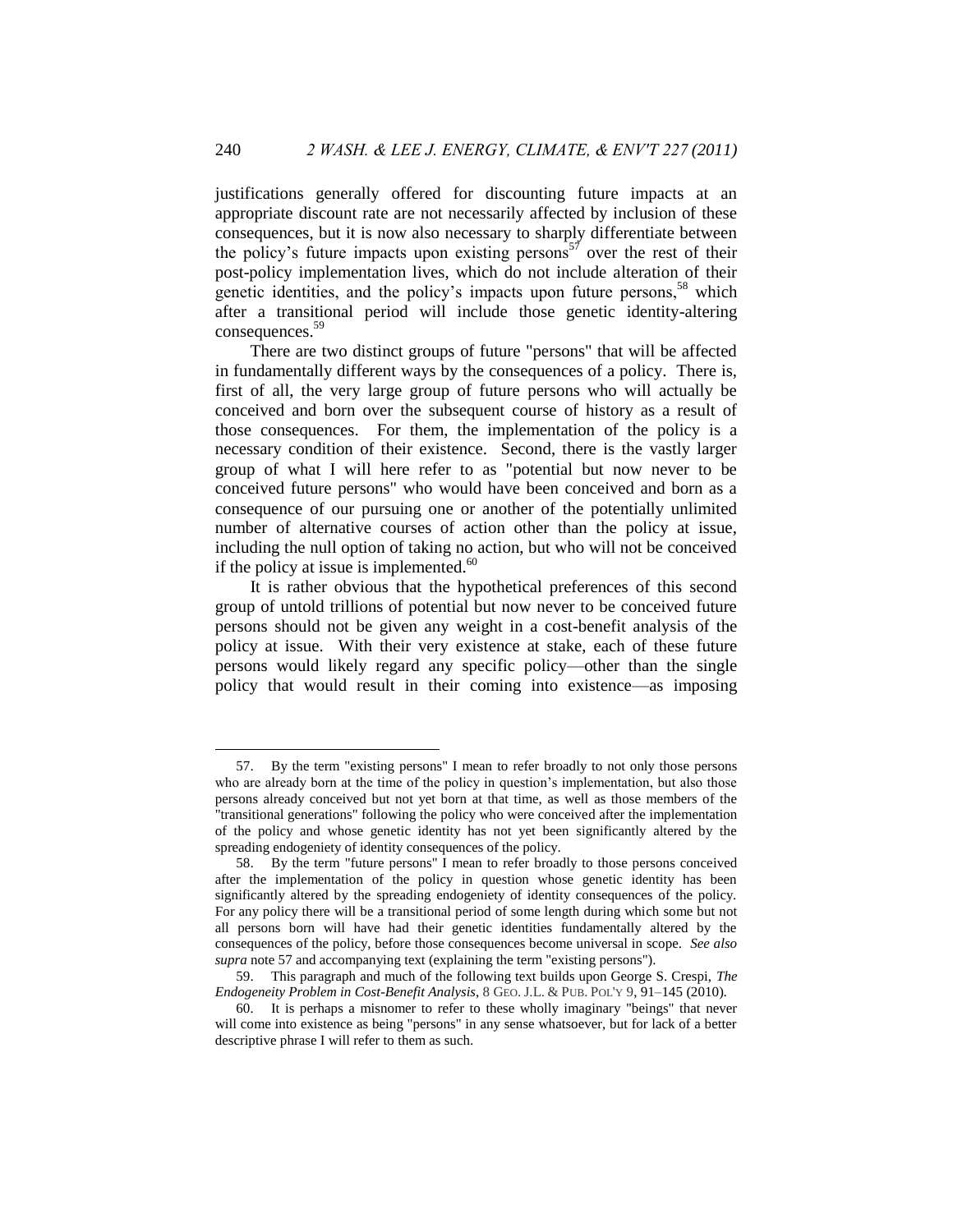justifications generally offered for discounting future impacts at an appropriate discount rate are not necessarily affected by inclusion of these consequences, but it is now also necessary to sharply differentiate between the policy's future impacts upon existing persons[57] over the rest of their post-policy implementation lives, which do not include alteration of their genetic identities, and the policy's impacts upon future persons,[58] which after a transitional period will include those genetic identity-altering consequences.[59]

There are two distinct groups of future "persons" that will be affected in fundamentally different ways by the consequences of a policy. There is, first of all, the very large group of future persons who will actually be conceived and born over the subsequent course of history as a result of those consequences. For them, the implementation of the policy is a necessary condition of their existence. Second, there is the vastly larger group of what I will here refer to as "potential but now never to be conceived future persons" who would have been conceived and born as a consequence of our pursuing one or another of the potentially unlimited number of alternative courses of action other than the policy at issue, including the null option of taking no action, but who will not be conceived if the policy at issue is implemented.[60]

It is rather obvious that the hypothetical preferences of this second group of untold trillions of potential but now never to be conceived future persons should not be given any weight in a cost-benefit analysis of the policy at issue. With their very existence at stake, each of these future persons would likely regard any specific policy—other than the single policy that would result in their coming into existence—as imposing

---

57. By the term "existing persons" I mean to refer broadly to not only those persons who are already born at the time of the policy in question's implementation, but also those persons already conceived but not yet born at that time, as well as those members of the "transitional generations" following the policy who were conceived after the implementation of the policy and whose genetic identity has not yet been significantly altered by the spreading endogeniety of identity consequences of the policy.

58. By the term "future persons" I mean to refer broadly to those persons conceived after the implementation of the policy in question whose genetic identity has been significantly altered by the spreading endogeniety of identity consequences of the policy. For any policy there will be a transitional period of some length during which some but not all persons born will have had their genetic identities fundamentally altered by the consequences of the policy, before those consequences become universal in scope. *See also supra* note 57 and accompanying text (explaining the term "existing persons").

59. This paragraph and much of the following text builds upon George S. Crespi, *The Endogeneity Problem in Cost-Benefit Analysis*, 8 GEO. J.L. & PUB. POL'Y 9, 91–145 (2010).

60. It is perhaps a misnomer to refer to these wholly imaginary "beings" that never will come into existence as being "persons" in any sense whatsoever, but for lack of a better descriptive phrase I will refer to them as such.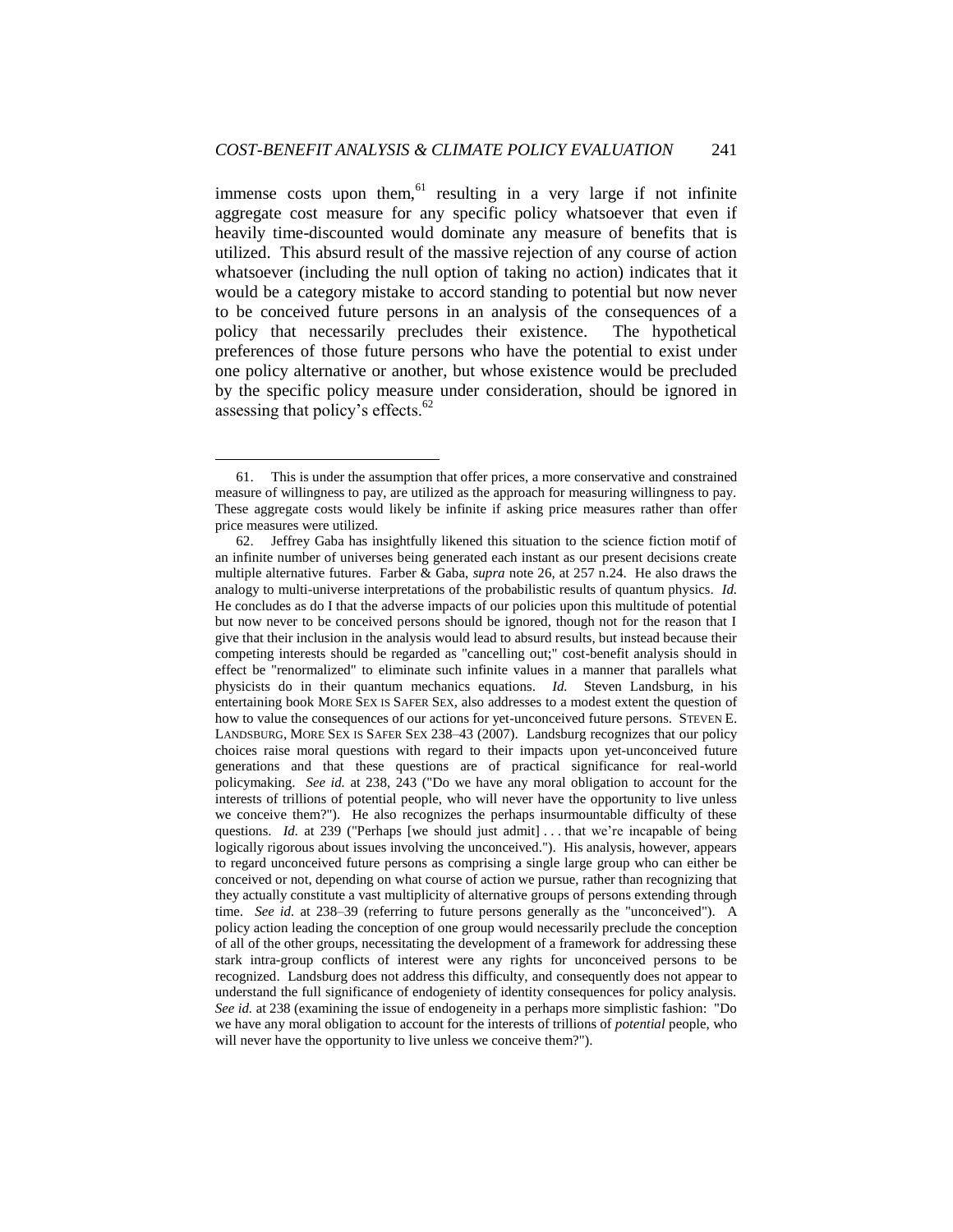immense costs upon them,[61] resulting in a very large if not infinite aggregate cost measure for any specific policy whatsoever that even if heavily time-discounted would dominate any measure of benefits that is utilized. This absurd result of the massive rejection of any course of action whatsoever (including the null option of taking no action) indicates that it would be a category mistake to accord standing to potential but now never to be conceived future persons in an analysis of the consequences of a policy that necessarily precludes their existence. The hypothetical preferences of those future persons who have the potential to exist under one policy alternative or another, but whose existence would be precluded by the specific policy measure under consideration, should be ignored in assessing that policy's effects.[62]

---

61. This is under the assumption that offer prices, a more conservative and constrained measure of willingness to pay, are utilized as the approach for measuring willingness to pay. These aggregate costs would likely be infinite if asking price measures rather than offer price measures were utilized.

62. Jeffrey Gaba has insightfully likened this situation to the science fiction motif of an infinite number of universes being generated each instant as our present decisions create multiple alternative futures. Farber & Gaba, *supra* note 26, at 257 n.24. He also draws the analogy to multi-universe interpretations of the probabilistic results of quantum physics. *Id.* He concludes as do I that the adverse impacts of our policies upon this multitude of potential but now never to be conceived persons should be ignored, though not for the reason that I give that their inclusion in the analysis would lead to absurd results, but instead because their competing interests should be regarded as "cancelling out;" cost-benefit analysis should in effect be "renormalized" to eliminate such infinite values in a manner that parallels what physicists do in their quantum mechanics equations. *Id.* Steven Landsburg, in his entertaining book MORE SEX IS SAFER SEX, also addresses to a modest extent the question of how to value the consequences of our actions for yet-unconceived future persons. STEVEN E. LANDSBURG, MORE SEX IS SAFER SEX 238–43 (2007). Landsburg recognizes that our policy choices raise moral questions with regard to their impacts upon yet-unconceived future generations and that these questions are of practical significance for real-world policymaking. *See id.* at 238, 243 ("Do we have any moral obligation to account for the interests of trillions of potential people, who will never have the opportunity to live unless we conceive them?"). He also recognizes the perhaps insurmountable difficulty of these questions. *Id.* at 239 ("Perhaps [we should just admit] . . . that we're incapable of being logically rigorous about issues involving the unconceived."). His analysis, however, appears to regard unconceived future persons as comprising a single large group who can either be conceived or not, depending on what course of action we pursue, rather than recognizing that they actually constitute a vast multiplicity of alternative groups of persons extending through time. *See id.* at 238–39 (referring to future persons generally as the "unconceived"). A policy action leading the conception of one group would necessarily preclude the conception of all of the other groups, necessitating the development of a framework for addressing these stark intra-group conflicts of interest were any rights for unconceived persons to be recognized. Landsburg does not address this difficulty, and consequently does not appear to understand the full significance of endogeniety of identity consequences for policy analysis. *See id.* at 238 (examining the issue of endogeneity in a perhaps more simplistic fashion: "Do we have any moral obligation to account for the interests of trillions of *potential* people, who will never have the opportunity to live unless we conceive them?").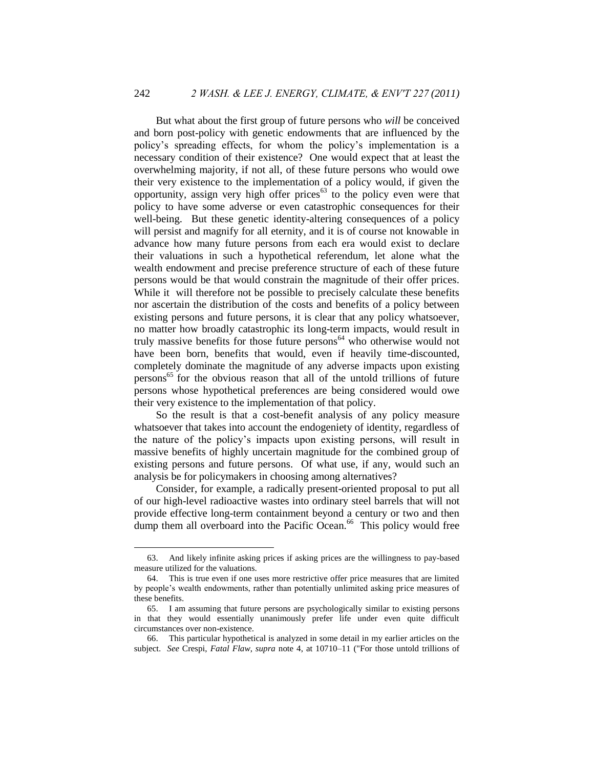But what about the first group of future persons who *will* be conceived and born post-policy with genetic endowments that are influenced by the policy's spreading effects, for whom the policy's implementation is a necessary condition of their existence? One would expect that at least the overwhelming majority, if not all, of these future persons who would owe their very existence to the implementation of a policy would, if given the opportunity, assign very high offer prices[63] to the policy even were that policy to have some adverse or even catastrophic consequences for their well-being. But these genetic identity-altering consequences of a policy will persist and magnify for all eternity, and it is of course not knowable in advance how many future persons from each era would exist to declare their valuations in such a hypothetical referendum, let alone what the wealth endowment and precise preference structure of each of these future persons would be that would constrain the magnitude of their offer prices. While it will therefore not be possible to precisely calculate these benefits nor ascertain the distribution of the costs and benefits of a policy between existing persons and future persons, it is clear that any policy whatsoever, no matter how broadly catastrophic its long-term impacts, would result in truly massive benefits for those future persons[64] who otherwise would not have been born, benefits that would, even if heavily time-discounted, completely dominate the magnitude of any adverse impacts upon existing persons[65] for the obvious reason that all of the untold trillions of future persons whose hypothetical preferences are being considered would owe their very existence to the implementation of that policy.

So the result is that a cost-benefit analysis of any policy measure whatsoever that takes into account the endogeniety of identity, regardless of the nature of the policy's impacts upon existing persons, will result in massive benefits of highly uncertain magnitude for the combined group of existing persons and future persons. Of what use, if any, would such an analysis be for policymakers in choosing among alternatives?

Consider, for example, a radically present-oriented proposal to put all of our high-level radioactive wastes into ordinary steel barrels that will not provide effective long-term containment beyond a century or two and then dump them all overboard into the Pacific Ocean.[66] This policy would free

---

63. And likely infinite asking prices if asking prices are the willingness to pay-based measure utilized for the valuations.

64. This is true even if one uses more restrictive offer price measures that are limited by people's wealth endowments, rather than potentially unlimited asking price measures of these benefits.

65. I am assuming that future persons are psychologically similar to existing persons in that they would essentially unanimously prefer life under even quite difficult circumstances over non-existence.

66. This particular hypothetical is analyzed in some detail in my earlier articles on the subject. *See* Crespi, *Fatal Flaw*, *supra* note 4, at 10710–11 ("For those untold trillions of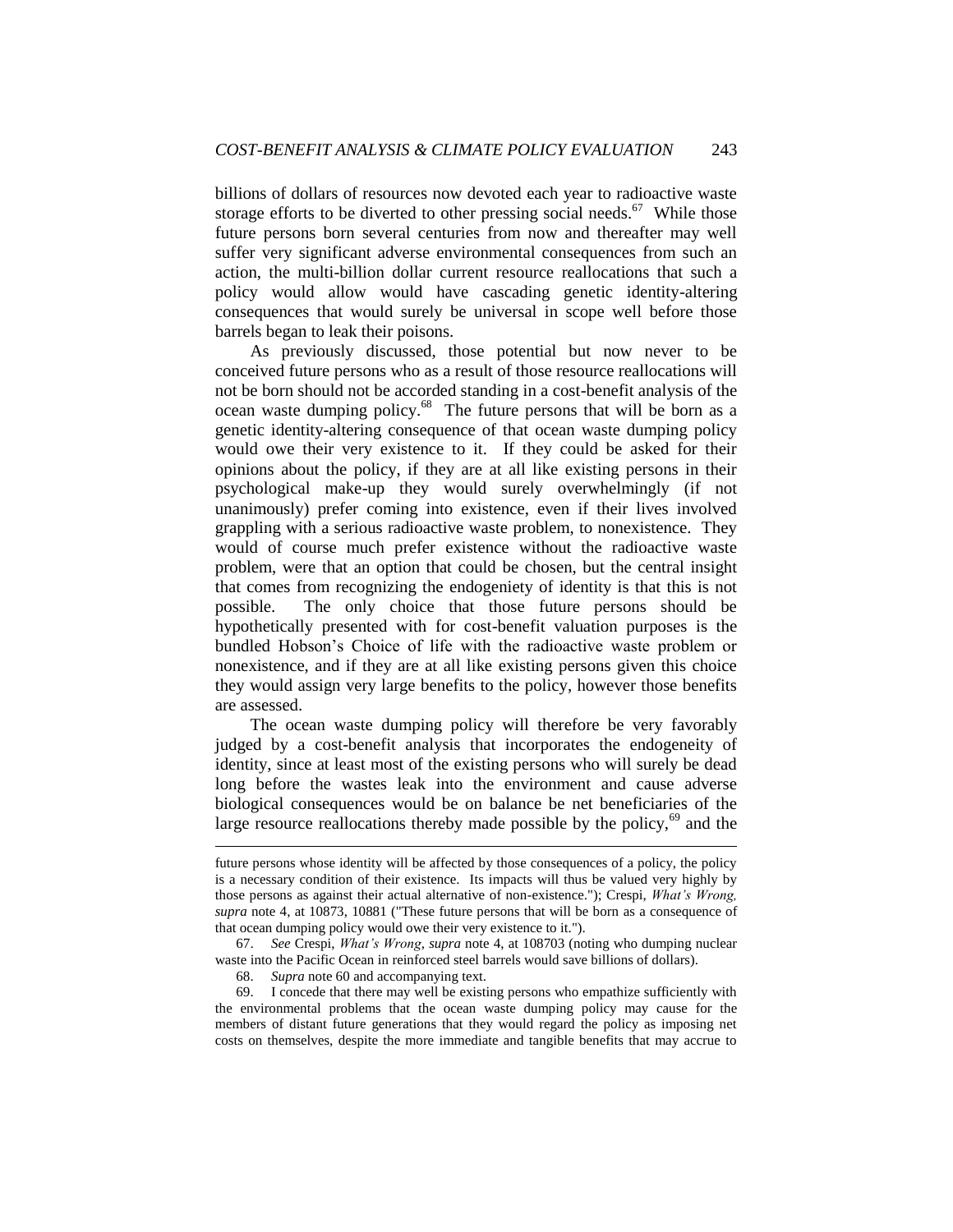billions of dollars of resources now devoted each year to radioactive waste storage efforts to be diverted to other pressing social needs.[67] While those future persons born several centuries from now and thereafter may well suffer very significant adverse environmental consequences from such an action, the multi-billion dollar current resource reallocations that such a policy would allow would have cascading genetic identity-altering consequences that would surely be universal in scope well before those barrels began to leak their poisons.

As previously discussed, those potential but now never to be conceived future persons who as a result of those resource reallocations will not be born should not be accorded standing in a cost-benefit analysis of the ocean waste dumping policy.[68] The future persons that will be born as a genetic identity-altering consequence of that ocean waste dumping policy would owe their very existence to it. If they could be asked for their opinions about the policy, if they are at all like existing persons in their psychological make-up they would surely overwhelmingly (if not unanimously) prefer coming into existence, even if their lives involved grappling with a serious radioactive waste problem, to nonexistence. They would of course much prefer existence without the radioactive waste problem, were that an option that could be chosen, but the central insight that comes from recognizing the endogeniety of identity is that this is not possible. The only choice that those future persons should be hypothetically presented with for cost-benefit valuation purposes is the bundled Hobson's Choice of life with the radioactive waste problem or nonexistence, and if they are at all like existing persons given this choice they would assign very large benefits to the policy, however those benefits are assessed.

The ocean waste dumping policy will therefore be very favorably judged by a cost-benefit analysis that incorporates the endogeneity of identity, since at least most of the existing persons who will surely be dead long before the wastes leak into the environment and cause adverse biological consequences would be on balance be net beneficiaries of the large resource reallocations thereby made possible by the policy,[69] and the

---

future persons whose identity will be affected by those consequences of a policy, the policy is a necessary condition of their existence. Its impacts will thus be valued very highly by those persons as against their actual alternative of non-existence."); Crespi, *What's Wrong, supra* note 4, at 10873, 10881 ("These future persons that will be born as a consequence of that ocean dumping policy would owe their very existence to it.").

67. *See* Crespi, *What's Wrong*, *supra* note 4, at 108703 (noting who dumping nuclear waste into the Pacific Ocean in reinforced steel barrels would save billions of dollars).

68. *Supra* note 60 and accompanying text.

69. I concede that there may well be existing persons who empathize sufficiently with the environmental problems that the ocean waste dumping policy may cause for the members of distant future generations that they would regard the policy as imposing net costs on themselves, despite the more immediate and tangible benefits that may accrue to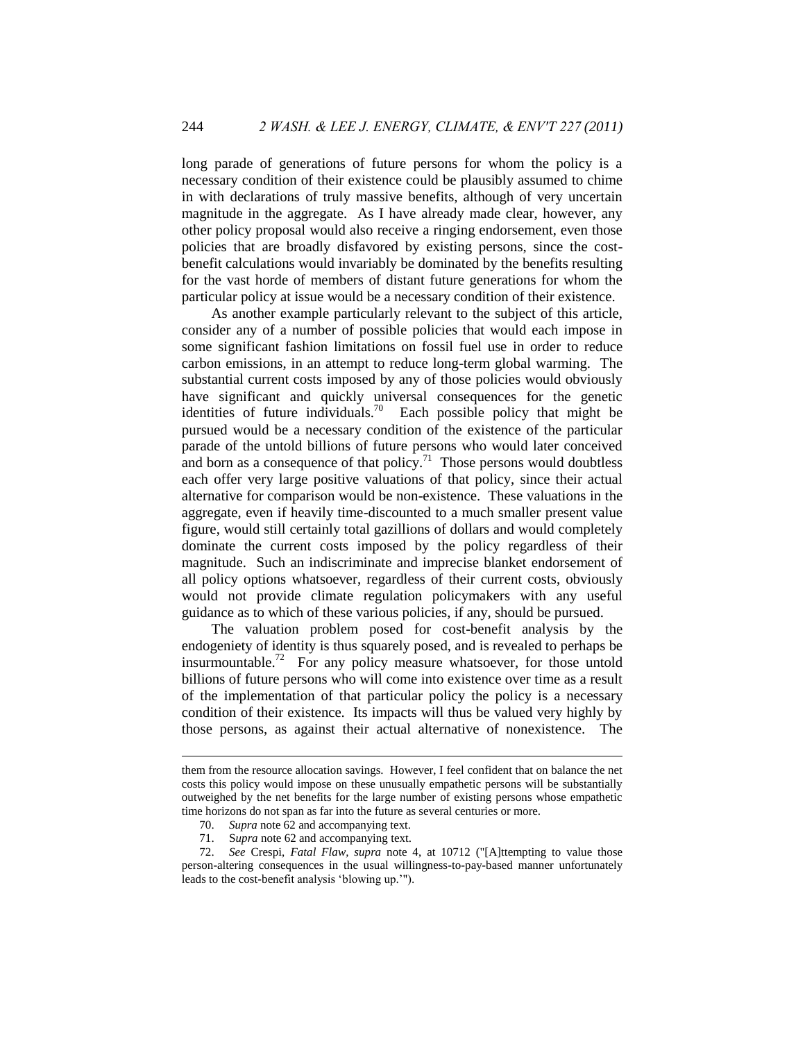long parade of generations of future persons for whom the policy is a necessary condition of their existence could be plausibly assumed to chime in with declarations of truly massive benefits, although of very uncertain magnitude in the aggregate. As I have already made clear, however, any other policy proposal would also receive a ringing endorsement, even those policies that are broadly disfavored by existing persons, since the cost-benefit calculations would invariably be dominated by the benefits resulting for the vast horde of members of distant future generations for whom the particular policy at issue would be a necessary condition of their existence.

As another example particularly relevant to the subject of this article, consider any of a number of possible policies that would each impose in some significant fashion limitations on fossil fuel use in order to reduce carbon emissions, in an attempt to reduce long-term global warming. The substantial current costs imposed by any of those policies would obviously have significant and quickly universal consequences for the genetic identities of future individuals.[70] Each possible policy that might be pursued would be a necessary condition of the existence of the particular parade of the untold billions of future persons who would later conceived and born as a consequence of that policy.[71] Those persons would doubtless each offer very large positive valuations of that policy, since their actual alternative for comparison would be non-existence. These valuations in the aggregate, even if heavily time-discounted to a much smaller present value figure, would still certainly total gazillions of dollars and would completely dominate the current costs imposed by the policy regardless of their magnitude. Such an indiscriminate and imprecise blanket endorsement of all policy options whatsoever, regardless of their current costs, obviously would not provide climate regulation policymakers with any useful guidance as to which of these various policies, if any, should be pursued.

The valuation problem posed for cost-benefit analysis by the endogeniety of identity is thus squarely posed, and is revealed to perhaps be insurmountable.[72] For any policy measure whatsoever, for those untold billions of future persons who will come into existence over time as a result of the implementation of that particular policy the policy is a necessary condition of their existence. Its impacts will thus be valued very highly by those persons, as against their actual alternative of nonexistence. The

---

them from the resource allocation savings. However, I feel confident that on balance the net costs this policy would impose on these unusually empathetic persons will be substantially outweighed by the net benefits for the large number of existing persons whose empathetic time horizons do not span as far into the future as several centuries or more.

70. *Supra* note 62 and accompanying text.

71. S*upra* note 62 and accompanying text.

72. *See* Crespi, *Fatal Flaw*, *supra* note 4, at 10712 ("[A]ttempting to value those person-altering consequences in the usual willingness-to-pay-based manner unfortunately leads to the cost-benefit analysis 'blowing up.'").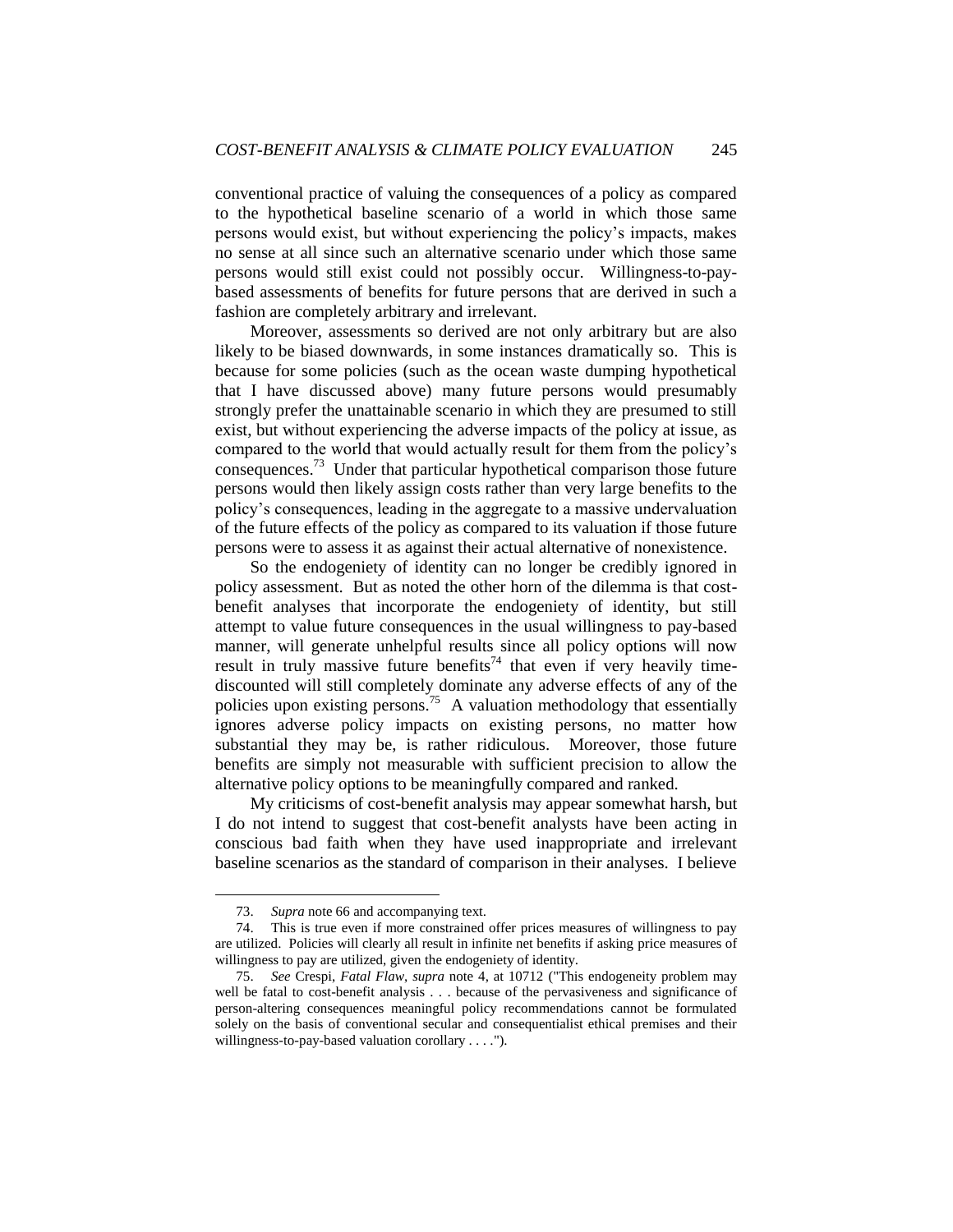conventional practice of valuing the consequences of a policy as compared to the hypothetical baseline scenario of a world in which those same persons would exist, but without experiencing the policy's impacts, makes no sense at all since such an alternative scenario under which those same persons would still exist could not possibly occur. Willingness-to-pay-based assessments of benefits for future persons that are derived in such a fashion are completely arbitrary and irrelevant.

Moreover, assessments so derived are not only arbitrary but are also likely to be biased downwards, in some instances dramatically so. This is because for some policies (such as the ocean waste dumping hypothetical that I have discussed above) many future persons would presumably strongly prefer the unattainable scenario in which they are presumed to still exist, but without experiencing the adverse impacts of the policy at issue, as compared to the world that would actually result for them from the policy's consequences.[73] Under that particular hypothetical comparison those future persons would then likely assign costs rather than very large benefits to the policy's consequences, leading in the aggregate to a massive undervaluation of the future effects of the policy as compared to its valuation if those future persons were to assess it as against their actual alternative of nonexistence.

So the endogeniety of identity can no longer be credibly ignored in policy assessment. But as noted the other horn of the dilemma is that cost-benefit analyses that incorporate the endogeniety of identity, but still attempt to value future consequences in the usual willingness to pay-based manner, will generate unhelpful results since all policy options will now result in truly massive future benefits[74] that even if very heavily time-discounted will still completely dominate any adverse effects of any of the policies upon existing persons.[75] A valuation methodology that essentially ignores adverse policy impacts on existing persons, no matter how substantial they may be, is rather ridiculous. Moreover, those future benefits are simply not measurable with sufficient precision to allow the alternative policy options to be meaningfully compared and ranked.

My criticisms of cost-benefit analysis may appear somewhat harsh, but I do not intend to suggest that cost-benefit analysts have been acting in conscious bad faith when they have used inappropriate and irrelevant baseline scenarios as the standard of comparison in their analyses. I believe

---

73. *Supra* note 66 and accompanying text.

74. This is true even if more constrained offer prices measures of willingness to pay are utilized. Policies will clearly all result in infinite net benefits if asking price measures of willingness to pay are utilized, given the endogeniety of identity.

75. *See* Crespi, *Fatal Flaw*, *supra* note 4, at 10712 ("This endogeneity problem may well be fatal to cost-benefit analysis . . . because of the pervasiveness and significance of person-altering consequences meaningful policy recommendations cannot be formulated solely on the basis of conventional secular and consequentialist ethical premises and their willingness-to-pay-based valuation corollary . . . .").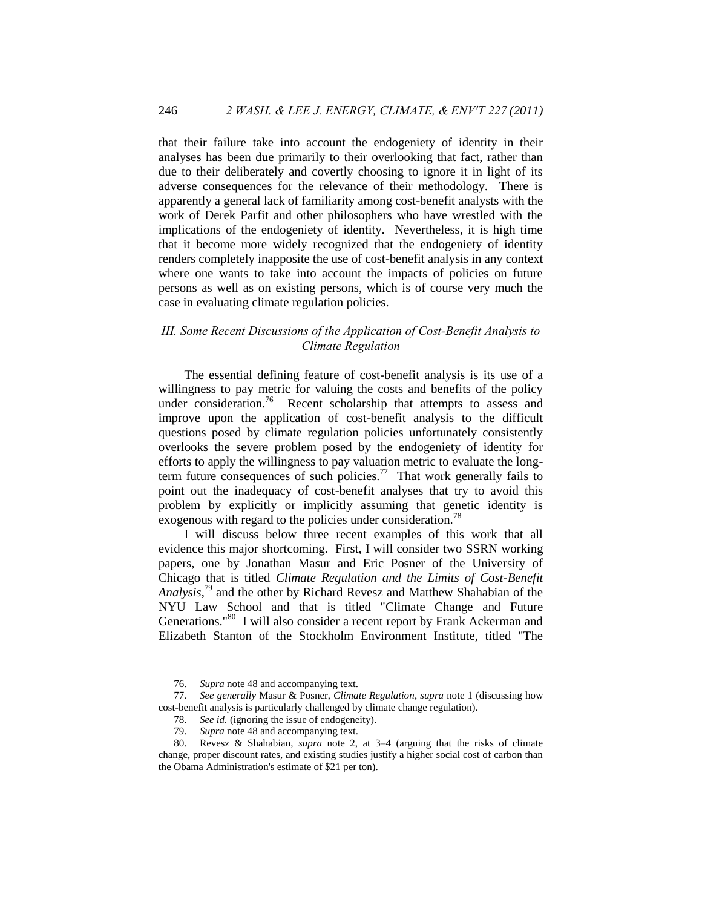that their failure take into account the endogeniety of identity in their analyses has been due primarily to their overlooking that fact, rather than due to their deliberately and covertly choosing to ignore it in light of its adverse consequences for the relevance of their methodology. There is apparently a general lack of familiarity among cost-benefit analysts with the work of Derek Parfit and other philosophers who have wrestled with the implications of the endogeniety of identity. Nevertheless, it is high time that it become more widely recognized that the endogeniety of identity renders completely inapposite the use of cost-benefit analysis in any context where one wants to take into account the impacts of policies on future persons as well as on existing persons, which is of course very much the case in evaluating climate regulation policies.

### *III. Some Recent Discussions of the Application of Cost-Benefit Analysis to Climate Regulation*

The essential defining feature of cost-benefit analysis is its use of a willingness to pay metric for valuing the costs and benefits of the policy under consideration.[76] Recent scholarship that attempts to assess and improve upon the application of cost-benefit analysis to the difficult questions posed by climate regulation policies unfortunately consistently overlooks the severe problem posed by the endogeniety of identity for efforts to apply the willingness to pay valuation metric to evaluate the long-term future consequences of such policies.[77] That work generally fails to point out the inadequacy of cost-benefit analyses that try to avoid this problem by explicitly or implicitly assuming that genetic identity is exogenous with regard to the policies under consideration.[78]

I will discuss below three recent examples of this work that all evidence this major shortcoming. First, I will consider two SSRN working papers, one by Jonathan Masur and Eric Posner of the University of Chicago that is titled *Climate Regulation and the Limits of Cost-Benefit Analysis*,[79] and the other by Richard Revesz and Matthew Shahabian of the NYU Law School and that is titled "Climate Change and Future Generations."[80] I will also consider a recent report by Frank Ackerman and Elizabeth Stanton of the Stockholm Environment Institute, titled "The

---

76. *Supra* note 48 and accompanying text.

77. *See generally* Masur & Posner, *Climate Regulation*, *supra* note 1 (discussing how cost-benefit analysis is particularly challenged by climate change regulation).

78. *See id.* (ignoring the issue of endogeneity).

79. *Supra* note 48 and accompanying text.

80. Revesz & Shahabian, *supra* note 2, at 3–4 (arguing that the risks of climate change, proper discount rates, and existing studies justify a higher social cost of carbon than the Obama Administration's estimate of $21 per ton).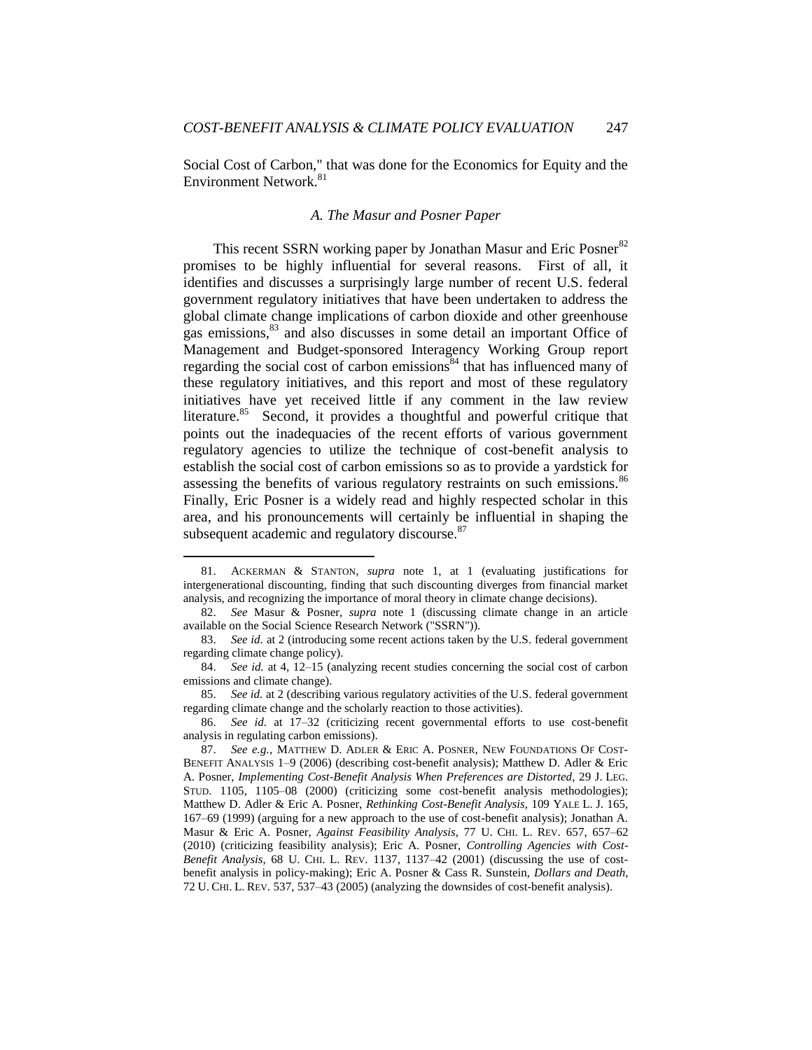Social Cost of Carbon," that was done for the Economics for Equity and the Environment Network.[81]

### *A. The Masur and Posner Paper*

This recent SSRN working paper by Jonathan Masur and Eric Posner[82] promises to be highly influential for several reasons. First of all, it identifies and discusses a surprisingly large number of recent U.S. federal government regulatory initiatives that have been undertaken to address the global climate change implications of carbon dioxide and other greenhouse gas emissions,[83] and also discusses in some detail an important Office of Management and Budget-sponsored Interagency Working Group report regarding the social cost of carbon emissions[84] that has influenced many of these regulatory initiatives, and this report and most of these regulatory initiatives have yet received little if any comment in the law review literature.[85] Second, it provides a thoughtful and powerful critique that points out the inadequacies of the recent efforts of various government regulatory agencies to utilize the technique of cost-benefit analysis to establish the social cost of carbon emissions so as to provide a yardstick for assessing the benefits of various regulatory restraints on such emissions.[86] Finally, Eric Posner is a widely read and highly respected scholar in this area, and his pronouncements will certainly be influential in shaping the subsequent academic and regulatory discourse.[87]

---

81. ACKERMAN & STANTON, *supra* note 1, at 1 (evaluating justifications for intergenerational discounting, finding that such discounting diverges from financial market analysis, and recognizing the importance of moral theory in climate change decisions).

82. *See* Masur & Posner, *supra* note 1 (discussing climate change in an article available on the Social Science Research Network ("SSRN")).

83. *See id.* at 2 (introducing some recent actions taken by the U.S. federal government regarding climate change policy).

84. *See id.* at 4, 12–15 (analyzing recent studies concerning the social cost of carbon emissions and climate change).

85. *See id.* at 2 (describing various regulatory activities of the U.S. federal government regarding climate change and the scholarly reaction to those activities).

86. *See id.* at 17–32 (criticizing recent governmental efforts to use cost-benefit analysis in regulating carbon emissions).

87. *See e.g.*, MATTHEW D. ADLER & ERIC A. POSNER, NEW FOUNDATIONS OF COST-BENEFIT ANALYSIS 1–9 (2006) (describing cost-benefit analysis); Matthew D. Adler & Eric A. Posner, *Implementing Cost-Benefit Analysis When Preferences are Distorted*, 29 J. LEG. STUD. 1105, 1105–08 (2000) (criticizing some cost-benefit analysis methodologies); Matthew D. Adler & Eric A. Posner, *Rethinking Cost-Benefit Analysis*, 109 YALE L. J. 165, 167–69 (1999) (arguing for a new approach to the use of cost-benefit analysis); Jonathan A. Masur & Eric A. Posner, *Against Feasibility Analysis*, 77 U. CHI. L. REV. 657, 657–62 (2010) (criticizing feasibility analysis); Eric A. Posner, *Controlling Agencies with Cost-Benefit Analysis*, 68 U. CHI. L. REV. 1137, 1137–42 (2001) (discussing the use of cost-benefit analysis in policy-making); Eric A. Posner & Cass R. Sunstein, *Dollars and Death*, 72 U. CHI. L. REV. 537, 537–43 (2005) (analyzing the downsides of cost-benefit analysis).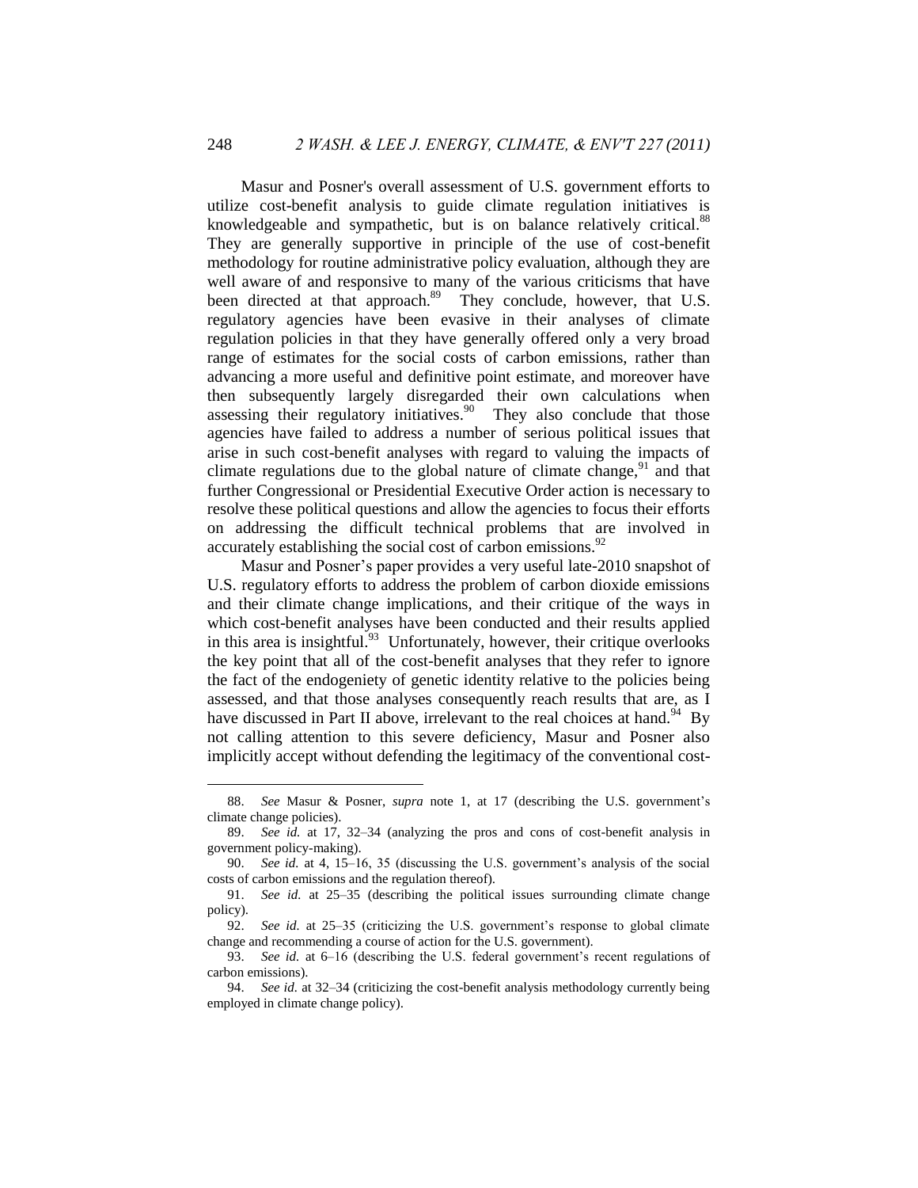Masur and Posner's overall assessment of U.S. government efforts to utilize cost-benefit analysis to guide climate regulation initiatives is knowledgeable and sympathetic, but is on balance relatively critical.[88] They are generally supportive in principle of the use of cost-benefit methodology for routine administrative policy evaluation, although they are well aware of and responsive to many of the various criticisms that have been directed at that approach.[89] They conclude, however, that U.S. regulatory agencies have been evasive in their analyses of climate regulation policies in that they have generally offered only a very broad range of estimates for the social costs of carbon emissions, rather than advancing a more useful and definitive point estimate, and moreover have then subsequently largely disregarded their own calculations when assessing their regulatory initiatives.[90] They also conclude that those agencies have failed to address a number of serious political issues that arise in such cost-benefit analyses with regard to valuing the impacts of climate regulations due to the global nature of climate change,[91] and that further Congressional or Presidential Executive Order action is necessary to resolve these political questions and allow the agencies to focus their efforts on addressing the difficult technical problems that are involved in accurately establishing the social cost of carbon emissions.[92]

Masur and Posner's paper provides a very useful late-2010 snapshot of U.S. regulatory efforts to address the problem of carbon dioxide emissions and their climate change implications, and their critique of the ways in which cost-benefit analyses have been conducted and their results applied in this area is insightful.[93] Unfortunately, however, their critique overlooks the key point that all of the cost-benefit analyses that they refer to ignore the fact of the endogeniety of genetic identity relative to the policies being assessed, and that those analyses consequently reach results that are, as I have discussed in Part II above, irrelevant to the real choices at hand.[94] By not calling attention to this severe deficiency, Masur and Posner also implicitly accept without defending the legitimacy of the conventional cost-

---

88. *See* Masur & Posner, *supra* note 1, at 17 (describing the U.S. government's climate change policies).

89. *See id.* at 17, 32–34 (analyzing the pros and cons of cost-benefit analysis in government policy-making).

90. *See id.* at 4, 15–16, 35 (discussing the U.S. government's analysis of the social costs of carbon emissions and the regulation thereof).

91. *See id.* at 25–35 (describing the political issues surrounding climate change policy).

92. *See id.* at 25–35 (criticizing the U.S. government's response to global climate change and recommending a course of action for the U.S. government).

93. *See id.* at 6–16 (describing the U.S. federal government's recent regulations of carbon emissions).

94. *See id.* at 32–34 (criticizing the cost-benefit analysis methodology currently being employed in climate change policy).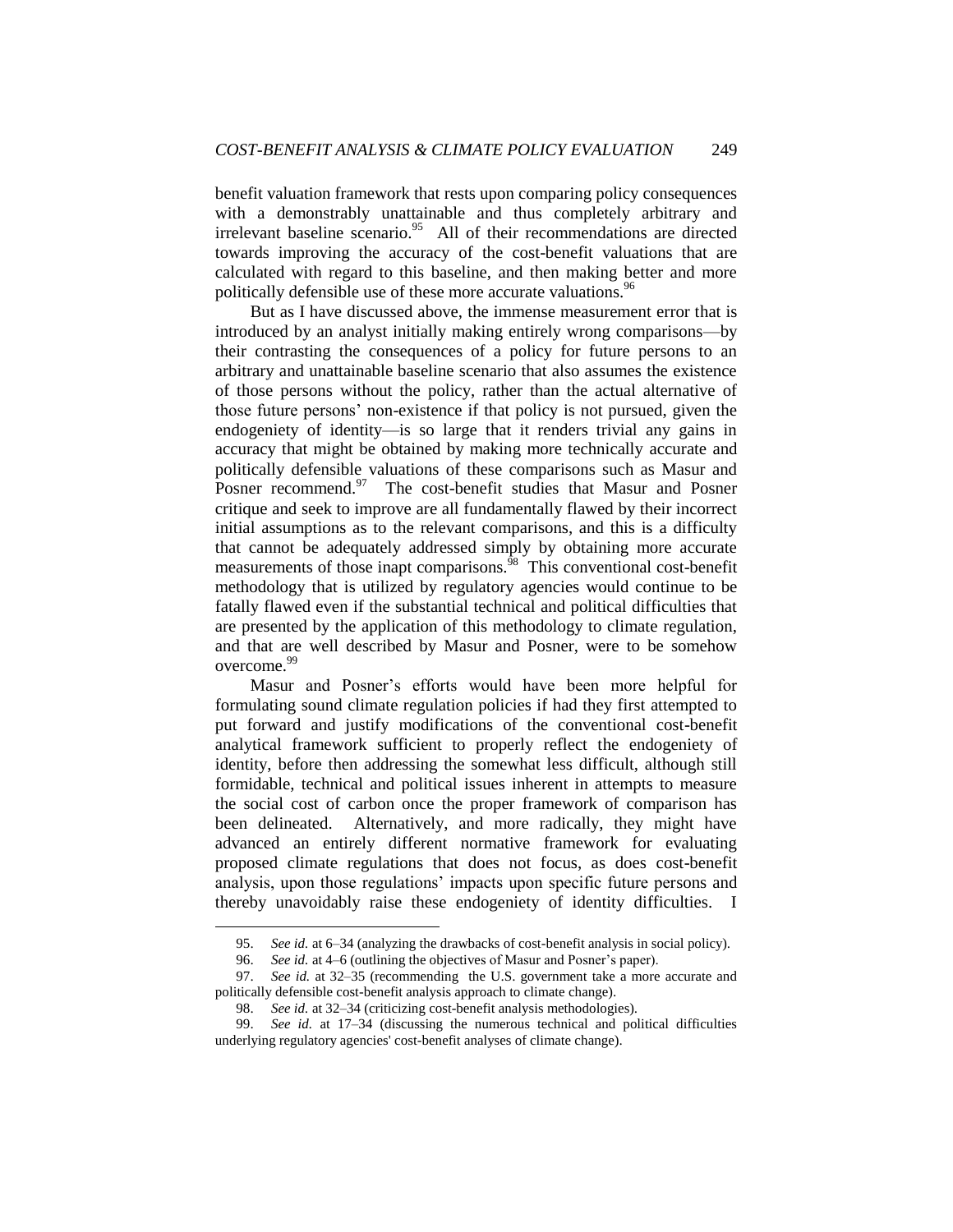benefit valuation framework that rests upon comparing policy consequences with a demonstrably unattainable and thus completely arbitrary and irrelevant baseline scenario.[95] All of their recommendations are directed towards improving the accuracy of the cost-benefit valuations that are calculated with regard to this baseline, and then making better and more politically defensible use of these more accurate valuations.[96]

But as I have discussed above, the immense measurement error that is introduced by an analyst initially making entirely wrong comparisons—by their contrasting the consequences of a policy for future persons to an arbitrary and unattainable baseline scenario that also assumes the existence of those persons without the policy, rather than the actual alternative of those future persons' non-existence if that policy is not pursued, given the endogeniety of identity—is so large that it renders trivial any gains in accuracy that might be obtained by making more technically accurate and politically defensible valuations of these comparisons such as Masur and Posner recommend.[97] The cost-benefit studies that Masur and Posner critique and seek to improve are all fundamentally flawed by their incorrect initial assumptions as to the relevant comparisons, and this is a difficulty that cannot be adequately addressed simply by obtaining more accurate measurements of those inapt comparisons.[98] This conventional cost-benefit methodology that is utilized by regulatory agencies would continue to be fatally flawed even if the substantial technical and political difficulties that are presented by the application of this methodology to climate regulation, and that are well described by Masur and Posner, were to be somehow overcome.[99]

Masur and Posner's efforts would have been more helpful for formulating sound climate regulation policies if had they first attempted to put forward and justify modifications of the conventional cost-benefit analytical framework sufficient to properly reflect the endogeniety of identity, before then addressing the somewhat less difficult, although still formidable, technical and political issues inherent in attempts to measure the social cost of carbon once the proper framework of comparison has been delineated. Alternatively, and more radically, they might have advanced an entirely different normative framework for evaluating proposed climate regulations that does not focus, as does cost-benefit analysis, upon those regulations' impacts upon specific future persons and thereby unavoidably raise these endogeniety of identity difficulties. I

---

95. *See id.* at 6–34 (analyzing the drawbacks of cost-benefit analysis in social policy).

96. *See id.* at 4–6 (outlining the objectives of Masur and Posner's paper).

97. *See id.* at 32–35 (recommending the U.S. government take a more accurate and politically defensible cost-benefit analysis approach to climate change).

98. *See id.* at 32–34 (criticizing cost-benefit analysis methodologies).

99. *See id.* at 17–34 (discussing the numerous technical and political difficulties underlying regulatory agencies' cost-benefit analyses of climate change).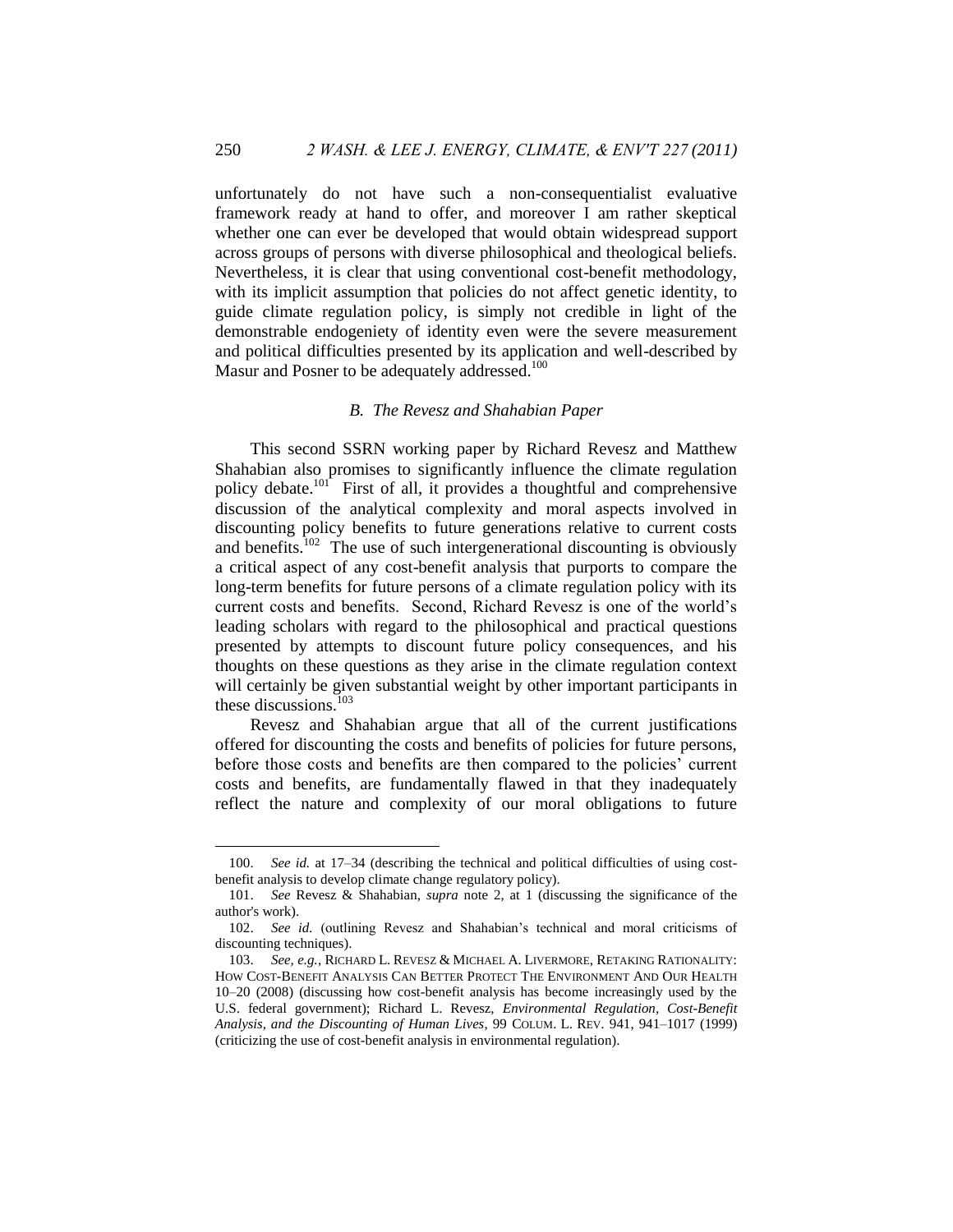unfortunately do not have such a non-consequentialist evaluative framework ready at hand to offer, and moreover I am rather skeptical whether one can ever be developed that would obtain widespread support across groups of persons with diverse philosophical and theological beliefs. Nevertheless, it is clear that using conventional cost-benefit methodology, with its implicit assumption that policies do not affect genetic identity, to guide climate regulation policy, is simply not credible in light of the demonstrable endogeniety of identity even were the severe measurement and political difficulties presented by its application and well-described by Masur and Posner to be adequately addressed.[100]

### *B. The Revesz and Shahabian Paper*

This second SSRN working paper by Richard Revesz and Matthew Shahabian also promises to significantly influence the climate regulation policy debate.[101] First of all, it provides a thoughtful and comprehensive discussion of the analytical complexity and moral aspects involved in discounting policy benefits to future generations relative to current costs and benefits.[102] The use of such intergenerational discounting is obviously a critical aspect of any cost-benefit analysis that purports to compare the long-term benefits for future persons of a climate regulation policy with its current costs and benefits. Second, Richard Revesz is one of the world's leading scholars with regard to the philosophical and practical questions presented by attempts to discount future policy consequences, and his thoughts on these questions as they arise in the climate regulation context will certainly be given substantial weight by other important participants in these discussions.[103]

Revesz and Shahabian argue that all of the current justifications offered for discounting the costs and benefits of policies for future persons, before those costs and benefits are then compared to the policies' current costs and benefits, are fundamentally flawed in that they inadequately reflect the nature and complexity of our moral obligations to future

---

100. *See id.* at 17–34 (describing the technical and political difficulties of using cost-benefit analysis to develop climate change regulatory policy).

101. *See* Revesz & Shahabian, *supra* note 2, at 1 (discussing the significance of the author's work).

102. *See id.* (outlining Revesz and Shahabian's technical and moral criticisms of discounting techniques).

103. *See, e.g.*, RICHARD L. REVESZ & MICHAEL A. LIVERMORE, RETAKING RATIONALITY: HOW COST-BENEFIT ANALYSIS CAN BETTER PROTECT THE ENVIRONMENT AND OUR HEALTH 10–20 (2008) (discussing how cost-benefit analysis has become increasingly used by the U.S. federal government); Richard L. Revesz, *Environmental Regulation, Cost-Benefit Analysis, and the Discounting of Human Lives*, 99 COLUM. L. REV. 941, 941–1017 (1999) (criticizing the use of cost-benefit analysis in environmental regulation).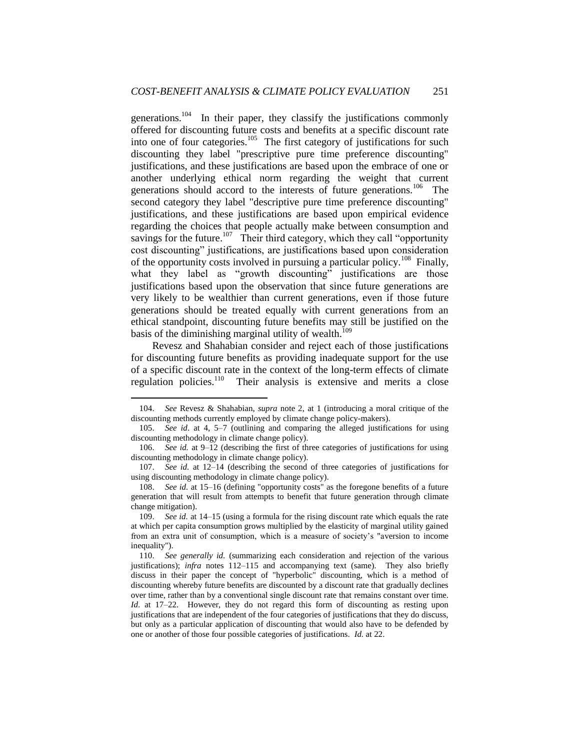generations.[104] In their paper, they classify the justifications commonly offered for discounting future costs and benefits at a specific discount rate into one of four categories.[105] The first category of justifications for such discounting they label "prescriptive pure time preference discounting" justifications, and these justifications are based upon the embrace of one or another underlying ethical norm regarding the weight that current generations should accord to the interests of future generations.[106] The second category they label "descriptive pure time preference discounting" justifications, and these justifications are based upon empirical evidence regarding the choices that people actually make between consumption and savings for the future.[107] Their third category, which they call "opportunity cost discounting" justifications, are justifications based upon consideration of the opportunity costs involved in pursuing a particular policy.[108] Finally, what they label as "growth discounting" justifications are those justifications based upon the observation that since future generations are very likely to be wealthier than current generations, even if those future generations should be treated equally with current generations from an ethical standpoint, discounting future benefits may still be justified on the basis of the diminishing marginal utility of wealth.[109]

Revesz and Shahabian consider and reject each of those justifications for discounting future benefits as providing inadequate support for the use of a specific discount rate in the context of the long-term effects of climate regulation policies.[110] Their analysis is extensive and merits a close

---

104. *See* Revesz & Shahabian, *supra* note 2, at 1 (introducing a moral critique of the discounting methods currently employed by climate change policy-makers).

105. *See id*. at 4, 5–7 (outlining and comparing the alleged justifications for using discounting methodology in climate change policy).

106. *See id.* at 9–12 (describing the first of three categories of justifications for using discounting methodology in climate change policy).

107. *See id.* at 12–14 (describing the second of three categories of justifications for using discounting methodology in climate change policy).

108. *See id.* at 15–16 (defining "opportunity costs" as the foregone benefits of a future generation that will result from attempts to benefit that future generation through climate change mitigation).

109. *See id.* at 14–15 (using a formula for the rising discount rate which equals the rate at which per capita consumption grows multiplied by the elasticity of marginal utility gained from an extra unit of consumption, which is a measure of society's "aversion to income inequality").

110. *See generally id.* (summarizing each consideration and rejection of the various justifications); *infra* notes 112–115 and accompanying text (same). They also briefly discuss in their paper the concept of "hyperbolic" discounting, which is a method of discounting whereby future benefits are discounted by a discount rate that gradually declines over time, rather than by a conventional single discount rate that remains constant over time. *Id*. at 17–22. However, they do not regard this form of discounting as resting upon justifications that are independent of the four categories of justifications that they do discuss, but only as a particular application of discounting that would also have to be defended by one or another of those four possible categories of justifications. *Id.* at 22.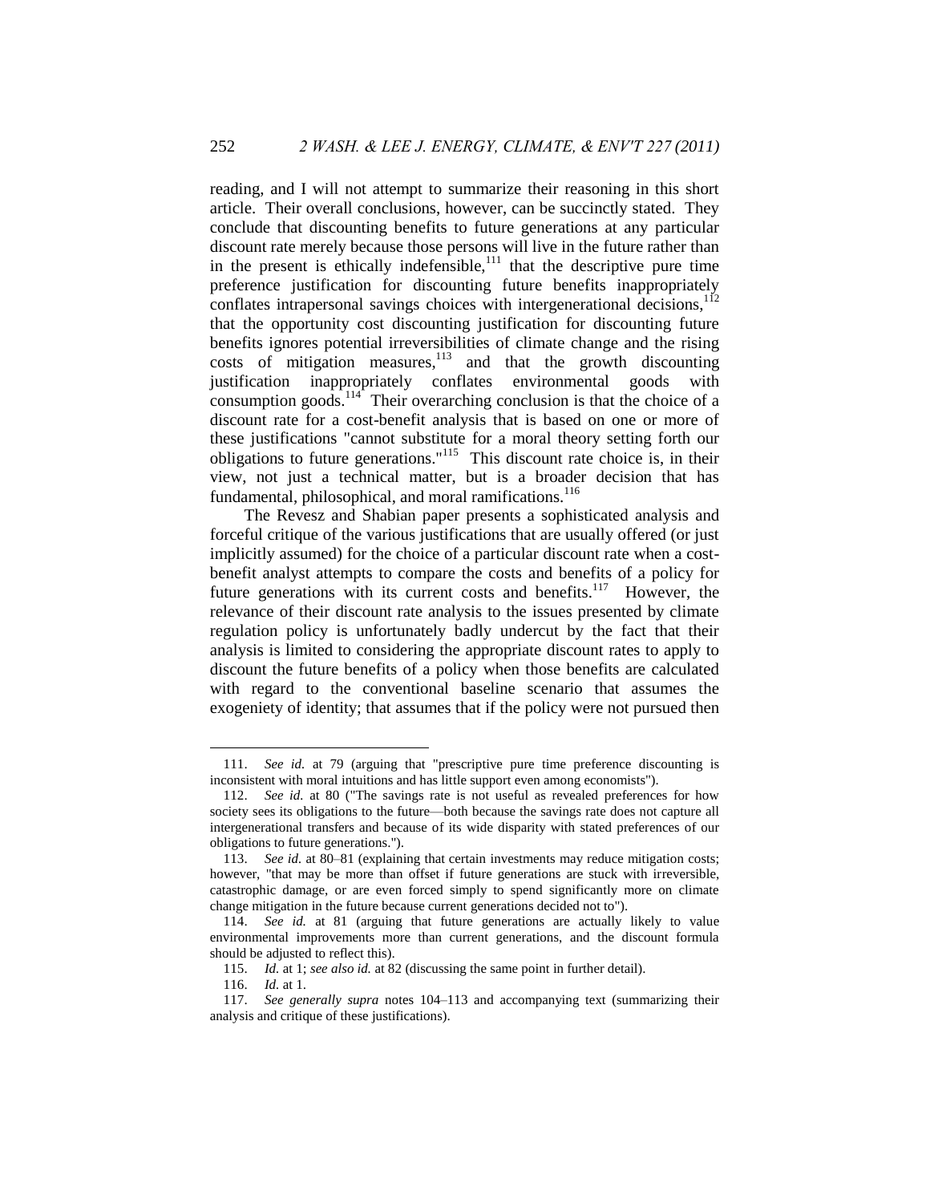reading, and I will not attempt to summarize their reasoning in this short article. Their overall conclusions, however, can be succinctly stated. They conclude that discounting benefits to future generations at any particular discount rate merely because those persons will live in the future rather than in the present is ethically indefensible,[111] that the descriptive pure time preference justification for discounting future benefits inappropriately conflates intrapersonal savings choices with intergenerational decisions,[112] that the opportunity cost discounting justification for discounting future benefits ignores potential irreversibilities of climate change and the rising costs of mitigation measures,[113] and that the growth discounting justification inappropriately conflates environmental goods with consumption goods.[114] Their overarching conclusion is that the choice of a discount rate for a cost-benefit analysis that is based on one or more of these justifications "cannot substitute for a moral theory setting forth our obligations to future generations."[115] This discount rate choice is, in their view, not just a technical matter, but is a broader decision that has fundamental, philosophical, and moral ramifications.[116]

The Revesz and Shabian paper presents a sophisticated analysis and forceful critique of the various justifications that are usually offered (or just implicitly assumed) for the choice of a particular discount rate when a cost-benefit analyst attempts to compare the costs and benefits of a policy for future generations with its current costs and benefits.[117] However, the relevance of their discount rate analysis to the issues presented by climate regulation policy is unfortunately badly undercut by the fact that their analysis is limited to considering the appropriate discount rates to apply to discount the future benefits of a policy when those benefits are calculated with regard to the conventional baseline scenario that assumes the exogeniety of identity; that assumes that if the policy were not pursued then

---

111. *See id.* at 79 (arguing that "prescriptive pure time preference discounting is inconsistent with moral intuitions and has little support even among economists").

112. *See id.* at 80 ("The savings rate is not useful as revealed preferences for how society sees its obligations to the future—both because the savings rate does not capture all intergenerational transfers and because of its wide disparity with stated preferences of our obligations to future generations.").

113. *See id.* at 80–81 (explaining that certain investments may reduce mitigation costs; however, "that may be more than offset if future generations are stuck with irreversible, catastrophic damage, or are even forced simply to spend significantly more on climate change mitigation in the future because current generations decided not to").

114. *See id.* at 81 (arguing that future generations are actually likely to value environmental improvements more than current generations, and the discount formula should be adjusted to reflect this).

115. *Id.* at 1; *see also id.* at 82 (discussing the same point in further detail).

116. *Id.* at 1.

117. *See generally supra* notes 104–113 and accompanying text (summarizing their analysis and critique of these justifications).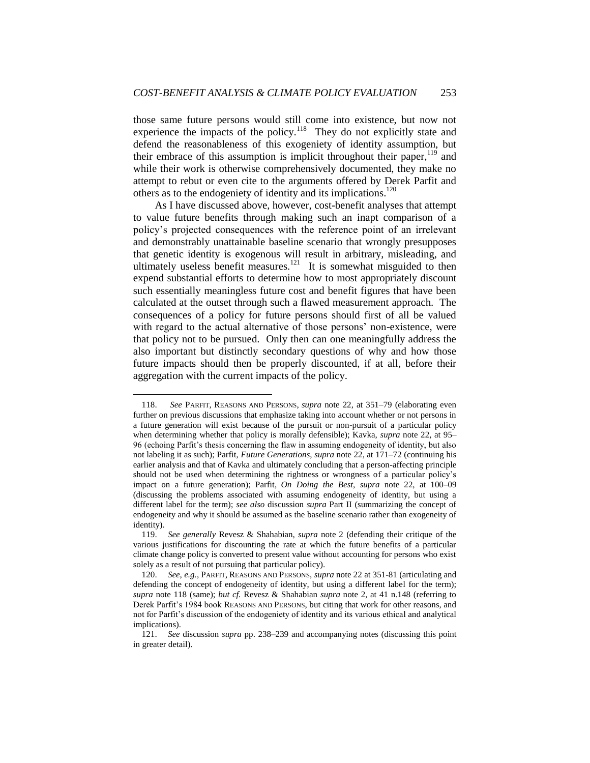those same future persons would still come into existence, but now not experience the impacts of the policy.[118] They do not explicitly state and defend the reasonableness of this exogeniety of identity assumption, but their embrace of this assumption is implicit throughout their paper,[119] and while their work is otherwise comprehensively documented, they make no attempt to rebut or even cite to the arguments offered by Derek Parfit and others as to the endogeniety of identity and its implications.[120]

As I have discussed above, however, cost-benefit analyses that attempt to value future benefits through making such an inapt comparison of a policy's projected consequences with the reference point of an irrelevant and demonstrably unattainable baseline scenario that wrongly presupposes that genetic identity is exogenous will result in arbitrary, misleading, and ultimately useless benefit measures.[121] It is somewhat misguided to then expend substantial efforts to determine how to most appropriately discount such essentially meaningless future cost and benefit figures that have been calculated at the outset through such a flawed measurement approach. The consequences of a policy for future persons should first of all be valued with regard to the actual alternative of those persons' non-existence, were that policy not to be pursued. Only then can one meaningfully address the also important but distinctly secondary questions of why and how those future impacts should then be properly discounted, if at all, before their aggregation with the current impacts of the policy.

---

118. *See* PARFIT, REASONS AND PERSONS, *supra* note 22, at 351–79 (elaborating even further on previous discussions that emphasize taking into account whether or not persons in a future generation will exist because of the pursuit or non-pursuit of a particular policy when determining whether that policy is morally defensible); Kavka, *supra* note 22, at 95–96 (echoing Parfit's thesis concerning the flaw in assuming endogeneity of identity, but also not labeling it as such); Parfit, *Future Generations*, *supra* note 22, at 171–72 (continuing his earlier analysis and that of Kavka and ultimately concluding that a person-affecting principle should not be used when determining the rightness or wrongness of a particular policy's impact on a future generation); Parfit, *On Doing the Best*, *supra* note 22, at 100–09 (discussing the problems associated with assuming endogeneity of identity, but using a different label for the term); *see also* discussion *supra* Part II (summarizing the concept of endogeneity and why it should be assumed as the baseline scenario rather than exogeneity of identity).

119. *See generally* Revesz & Shahabian, *supra* note 2 (defending their critique of the various justifications for discounting the rate at which the future benefits of a particular climate change policy is converted to present value without accounting for persons who exist solely as a result of not pursuing that particular policy).

120. *See, e.g.*, PARFIT, REASONS AND PERSONS, *supra* note 22 at 351-81 (articulating and defending the concept of endogeneity of identity, but using a different label for the term); *supra* note 118 (same); *but cf.* Revesz & Shahabian *supra* note 2, at 41 n.148 (referring to Derek Parfit's 1984 book REASONS AND PERSONS, but citing that work for other reasons, and not for Parfit's discussion of the endogeniety of identity and its various ethical and analytical implications).

121. *See* discussion *supra* pp. 238–239 and accompanying notes (discussing this point in greater detail).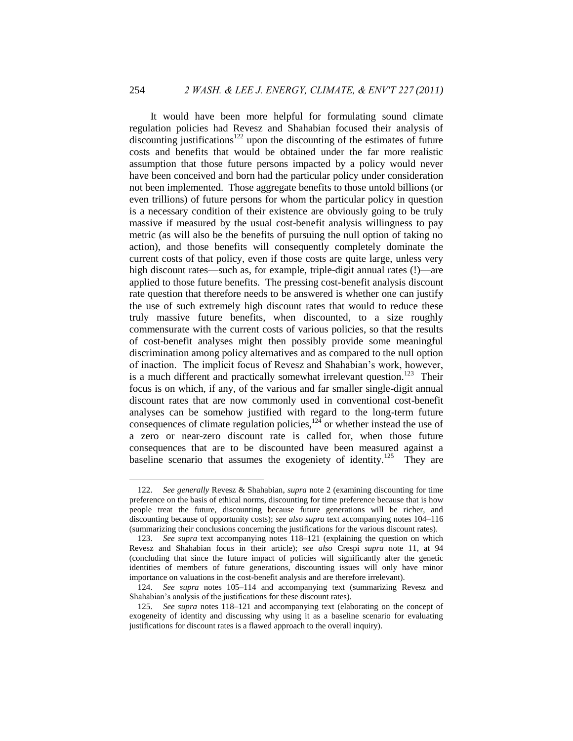It would have been more helpful for formulating sound climate regulation policies had Revesz and Shahabian focused their analysis of discounting justifications[122] upon the discounting of the estimates of future costs and benefits that would be obtained under the far more realistic assumption that those future persons impacted by a policy would never have been conceived and born had the particular policy under consideration not been implemented. Those aggregate benefits to those untold billions (or even trillions) of future persons for whom the particular policy in question is a necessary condition of their existence are obviously going to be truly massive if measured by the usual cost-benefit analysis willingness to pay metric (as will also be the benefits of pursuing the null option of taking no action), and those benefits will consequently completely dominate the current costs of that policy, even if those costs are quite large, unless very high discount rates—such as, for example, triple-digit annual rates (!)—are applied to those future benefits. The pressing cost-benefit analysis discount rate question that therefore needs to be answered is whether one can justify the use of such extremely high discount rates that would to reduce these truly massive future benefits, when discounted, to a size roughly commensurate with the current costs of various policies, so that the results of cost-benefit analyses might then possibly provide some meaningful discrimination among policy alternatives and as compared to the null option of inaction. The implicit focus of Revesz and Shahabian's work, however, is a much different and practically somewhat irrelevant question.[123] Their focus is on which, if any, of the various and far smaller single-digit annual discount rates that are now commonly used in conventional cost-benefit analyses can be somehow justified with regard to the long-term future consequences of climate regulation policies,[124] or whether instead the use of a zero or near-zero discount rate is called for, when those future consequences that are to be discounted have been measured against a baseline scenario that assumes the exogeniety of identity.[125] They are

---

122. *See generally* Revesz & Shahabian, *supra* note 2 (examining discounting for time preference on the basis of ethical norms, discounting for time preference because that is how people treat the future, discounting because future generations will be richer, and discounting because of opportunity costs); *see also supra* text accompanying notes 104–116 (summarizing their conclusions concerning the justifications for the various discount rates).

123. *See supra* text accompanying notes 118–121 (explaining the question on which Revesz and Shahabian focus in their article); *see also* Crespi *supra* note 11, at 94 (concluding that since the future impact of policies will significantly alter the genetic identities of members of future generations, discounting issues will only have minor importance on valuations in the cost-benefit analysis and are therefore irrelevant).

124. *See supra* notes 105–114 and accompanying text (summarizing Revesz and Shahabian's analysis of the justifications for these discount rates).

125. *See supra* notes 118–121 and accompanying text (elaborating on the concept of exogeneity of identity and discussing why using it as a baseline scenario for evaluating justifications for discount rates is a flawed approach to the overall inquiry).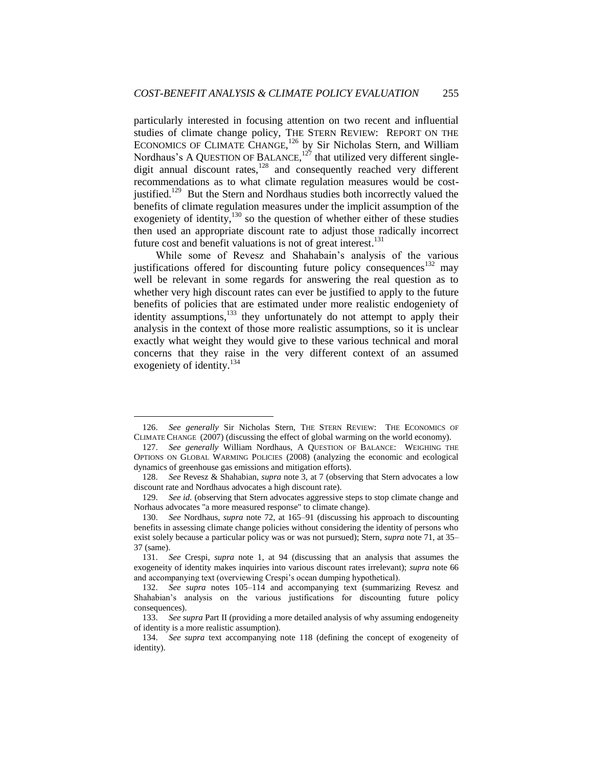particularly interested in focusing attention on two recent and influential studies of climate change policy, THE STERN REVIEW: REPORT ON THE ECONOMICS OF CLIMATE CHANGE,[126] by Sir Nicholas Stern, and William Nordhaus's A QUESTION OF BALANCE,[127] that utilized very different single-digit annual discount rates,[128] and consequently reached very different recommendations as to what climate regulation measures would be cost-justified.[129] But the Stern and Nordhaus studies both incorrectly valued the benefits of climate regulation measures under the implicit assumption of the exogeniety of identity,[130] so the question of whether either of these studies then used an appropriate discount rate to adjust those radically incorrect future cost and benefit valuations is not of great interest.[131]

While some of Revesz and Shahabain's analysis of the various justifications offered for discounting future policy consequences[132] may well be relevant in some regards for answering the real question as to whether very high discount rates can ever be justified to apply to the future benefits of policies that are estimated under more realistic endogeniety of identity assumptions,[133] they unfortunately do not attempt to apply their analysis in the context of those more realistic assumptions, so it is unclear exactly what weight they would give to these various technical and moral concerns that they raise in the very different context of an assumed exogeniety of identity.[134]

---

126. *See generally* Sir Nicholas Stern, THE STERN REVIEW: THE ECONOMICS OF CLIMATE CHANGE (2007) (discussing the effect of global warming on the world economy).

127. *See generally* William Nordhaus, A QUESTION OF BALANCE: WEIGHING THE OPTIONS ON GLOBAL WARMING POLICIES (2008) (analyzing the economic and ecological dynamics of greenhouse gas emissions and mitigation efforts).

128. *See* Revesz & Shahabian, *supra* note 3, at 7 (observing that Stern advocates a low discount rate and Nordhaus advocates a high discount rate).

129. *See id.* (observing that Stern advocates aggressive steps to stop climate change and Norhaus advocates "a more measured response" to climate change).

130. *See* Nordhaus, *supra* note 72, at 165–91 (discussing his approach to discounting benefits in assessing climate change policies without considering the identity of persons who exist solely because a particular policy was or was not pursued); Stern, *supra* note 71, at 35–37 (same).

131. *See* Crespi, *supra* note 1, at 94 (discussing that an analysis that assumes the exogeneity of identity makes inquiries into various discount rates irrelevant); *supra* note 66 and accompanying text (overviewing Crespi's ocean dumping hypothetical).

132. *See supra* notes 105–114 and accompanying text (summarizing Revesz and Shahabian's analysis on the various justifications for discounting future policy consequences).

133. *See supra* Part II (providing a more detailed analysis of why assuming endogeneity of identity is a more realistic assumption).

134. *See supra* text accompanying note 118 (defining the concept of exogeneity of identity).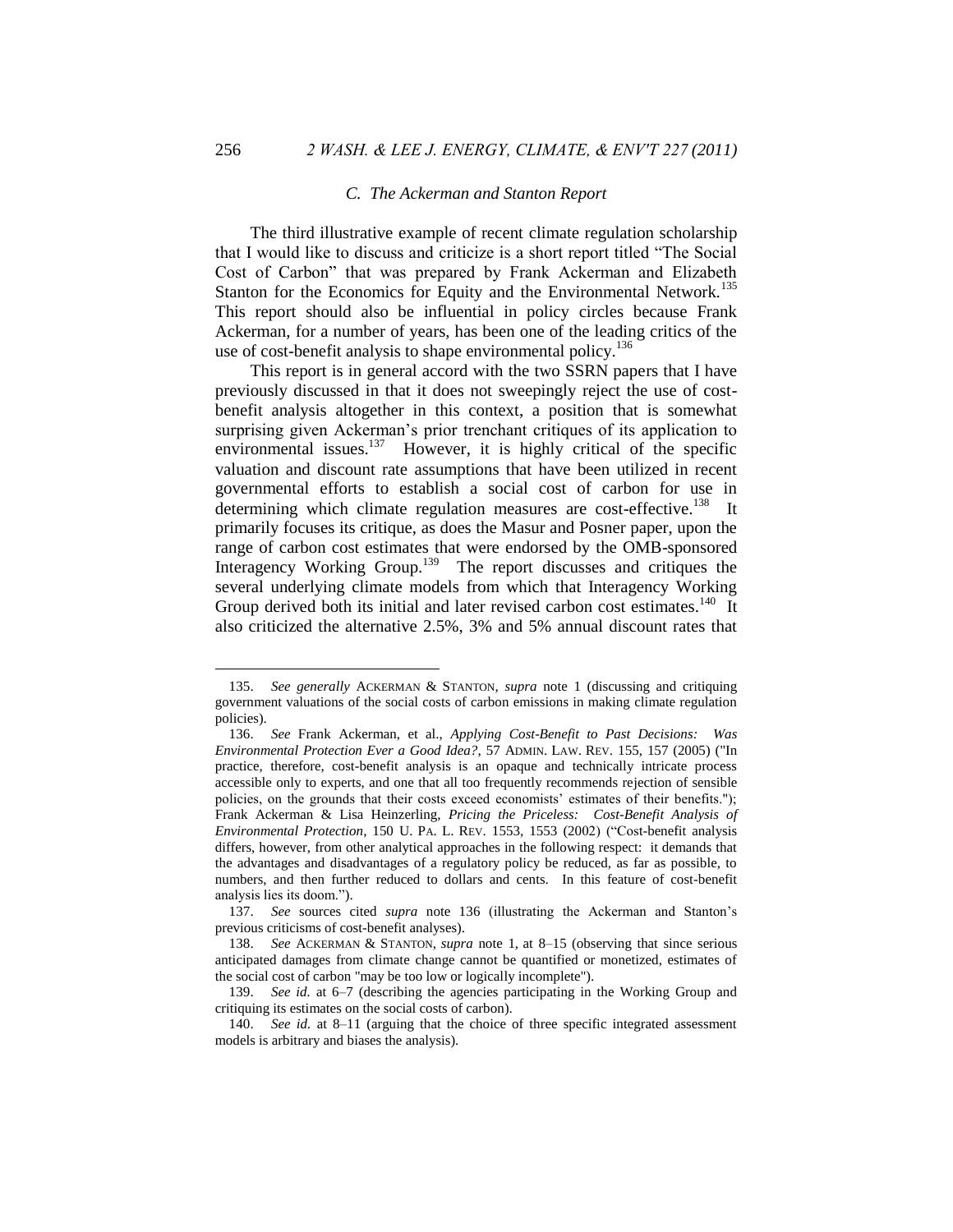### C. The Ackerman and Stanton Report

The third illustrative example of recent climate regulation scholarship that I would like to discuss and criticize is a short report titled "The Social Cost of Carbon" that was prepared by Frank Ackerman and Elizabeth Stanton for the Economics for Equity and the Environmental Network.[135] This report should also be influential in policy circles because Frank Ackerman, for a number of years, has been one of the leading critics of the use of cost-benefit analysis to shape environmental policy.[136]

This report is in general accord with the two SSRN papers that I have previously discussed in that it does not sweepingly reject the use of cost-benefit analysis altogether in this context, a position that is somewhat surprising given Ackerman's prior trenchant critiques of its application to environmental issues.[137] However, it is highly critical of the specific valuation and discount rate assumptions that have been utilized in recent governmental efforts to establish a social cost of carbon for use in determining which climate regulation measures are cost-effective.[138] It primarily focuses its critique, as does the Masur and Posner paper, upon the range of carbon cost estimates that were endorsed by the OMB-sponsored Interagency Working Group.[139] The report discusses and critiques the several underlying climate models from which that Interagency Working Group derived both its initial and later revised carbon cost estimates.[140] It also criticized the alternative 2.5%, 3% and 5% annual discount rates that

---

135. *See generally* ACKERMAN & STANTON, *supra* note 1 (discussing and critiquing government valuations of the social costs of carbon emissions in making climate regulation policies).

136. *See* Frank Ackerman, et al., *Applying Cost-Benefit to Past Decisions: Was Environmental Protection Ever a Good Idea?*, 57 ADMIN. LAW. REV. 155, 157 (2005) ("In practice, therefore, cost-benefit analysis is an opaque and technically intricate process accessible only to experts, and one that all too frequently recommends rejection of sensible policies, on the grounds that their costs exceed economists' estimates of their benefits."); Frank Ackerman & Lisa Heinzerling, *Pricing the Priceless: Cost-Benefit Analysis of Environmental Protection*, 150 U. PA. L. REV. 1553, 1553 (2002) ("Cost-benefit analysis differs, however, from other analytical approaches in the following respect: it demands that the advantages and disadvantages of a regulatory policy be reduced, as far as possible, to numbers, and then further reduced to dollars and cents. In this feature of cost-benefit analysis lies its doom.").

137. *See* sources cited *supra* note 136 (illustrating the Ackerman and Stanton's previous criticisms of cost-benefit analyses).

138. *See* ACKERMAN & STANTON, *supra* note 1, at 8–15 (observing that since serious anticipated damages from climate change cannot be quantified or monetized, estimates of the social cost of carbon "may be too low or logically incomplete").

139. *See id.* at 6–7 (describing the agencies participating in the Working Group and critiquing its estimates on the social costs of carbon).

140. *See id.* at 8–11 (arguing that the choice of three specific integrated assessment models is arbitrary and biases the analysis).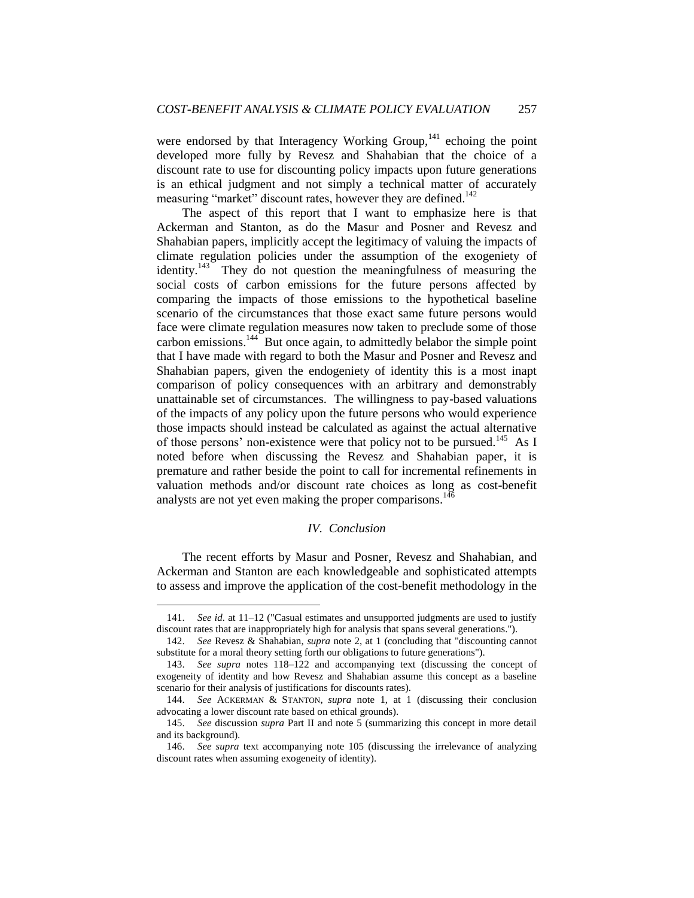were endorsed by that Interagency Working Group,[141] echoing the point developed more fully by Revesz and Shahabian that the choice of a discount rate to use for discounting policy impacts upon future generations is an ethical judgment and not simply a technical matter of accurately measuring "market" discount rates, however they are defined.[142]

The aspect of this report that I want to emphasize here is that Ackerman and Stanton, as do the Masur and Posner and Revesz and Shahabian papers, implicitly accept the legitimacy of valuing the impacts of climate regulation policies under the assumption of the exogeniety of identity.[143] They do not question the meaningfulness of measuring the social costs of carbon emissions for the future persons affected by comparing the impacts of those emissions to the hypothetical baseline scenario of the circumstances that those exact same future persons would face were climate regulation measures now taken to preclude some of those carbon emissions.[144] But once again, to admittedly belabor the simple point that I have made with regard to both the Masur and Posner and Revesz and Shahabian papers, given the endogeniety of identity this is a most inapt comparison of policy consequences with an arbitrary and demonstrably unattainable set of circumstances. The willingness to pay-based valuations of the impacts of any policy upon the future persons who would experience those impacts should instead be calculated as against the actual alternative of those persons' non-existence were that policy not to be pursued.[145] As I noted before when discussing the Revesz and Shahabian paper, it is premature and rather beside the point to call for incremental refinements in valuation methods and/or discount rate choices as long as cost-benefit analysts are not yet even making the proper comparisons.[146]

## *IV. Conclusion*

The recent efforts by Masur and Posner, Revesz and Shahabian, and Ackerman and Stanton are each knowledgeable and sophisticated attempts to assess and improve the application of the cost-benefit methodology in the

---

141. *See id.* at 11–12 ("Casual estimates and unsupported judgments are used to justify discount rates that are inappropriately high for analysis that spans several generations.").

142. *See* Revesz & Shahabian, *supra* note 2, at 1 (concluding that "discounting cannot substitute for a moral theory setting forth our obligations to future generations").

143. *See supra* notes 118–122 and accompanying text (discussing the concept of exogeneity of identity and how Revesz and Shahabian assume this concept as a baseline scenario for their analysis of justifications for discounts rates).

144. *See* ACKERMAN & STANTON, *supra* note 1, at 1 (discussing their conclusion advocating a lower discount rate based on ethical grounds).

145. *See* discussion *supra* Part II and note 5 (summarizing this concept in more detail and its background).

146. *See supra* text accompanying note 105 (discussing the irrelevance of analyzing discount rates when assuming exogeneity of identity).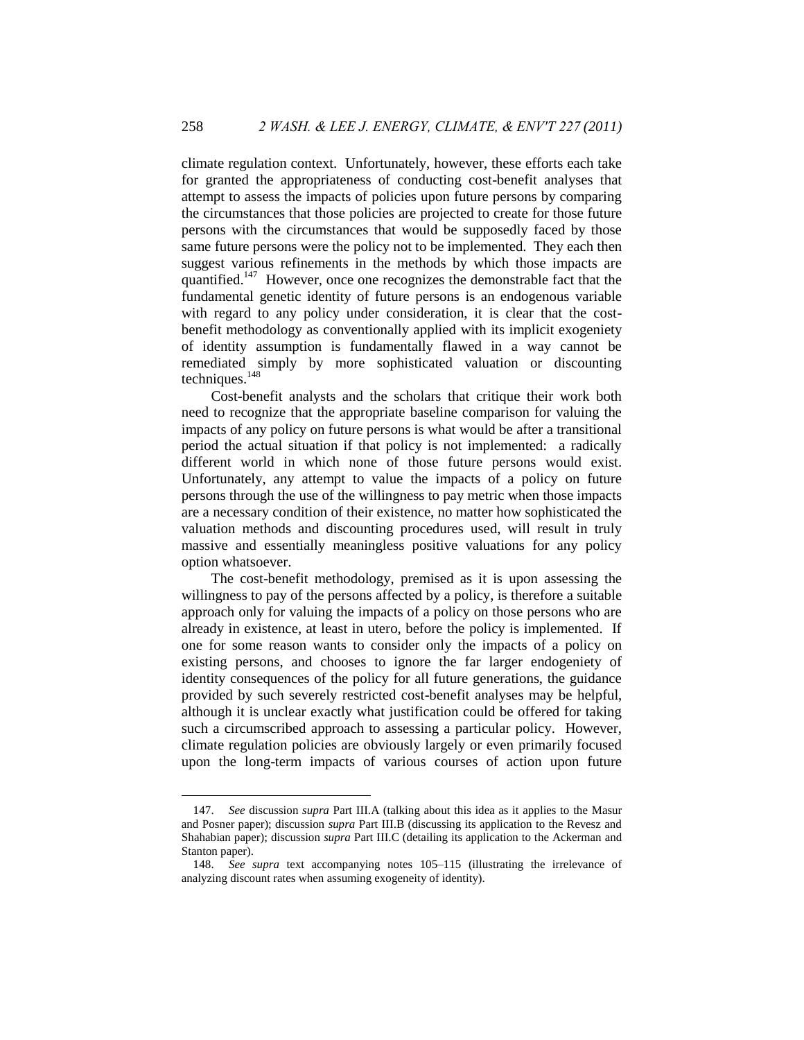climate regulation context. Unfortunately, however, these efforts each take for granted the appropriateness of conducting cost-benefit analyses that attempt to assess the impacts of policies upon future persons by comparing the circumstances that those policies are projected to create for those future persons with the circumstances that would be supposedly faced by those same future persons were the policy not to be implemented. They each then suggest various refinements in the methods by which those impacts are quantified.[147] However, once one recognizes the demonstrable fact that the fundamental genetic identity of future persons is an endogenous variable with regard to any policy under consideration, it is clear that the cost-benefit methodology as conventionally applied with its implicit exogeniety of identity assumption is fundamentally flawed in a way cannot be remediated simply by more sophisticated valuation or discounting techniques.[148]

Cost-benefit analysts and the scholars that critique their work both need to recognize that the appropriate baseline comparison for valuing the impacts of any policy on future persons is what would be after a transitional period the actual situation if that policy is not implemented: a radically different world in which none of those future persons would exist. Unfortunately, any attempt to value the impacts of a policy on future persons through the use of the willingness to pay metric when those impacts are a necessary condition of their existence, no matter how sophisticated the valuation methods and discounting procedures used, will result in truly massive and essentially meaningless positive valuations for any policy option whatsoever.

The cost-benefit methodology, premised as it is upon assessing the willingness to pay of the persons affected by a policy, is therefore a suitable approach only for valuing the impacts of a policy on those persons who are already in existence, at least in utero, before the policy is implemented. If one for some reason wants to consider only the impacts of a policy on existing persons, and chooses to ignore the far larger endogeniety of identity consequences of the policy for all future generations, the guidance provided by such severely restricted cost-benefit analyses may be helpful, although it is unclear exactly what justification could be offered for taking such a circumscribed approach to assessing a particular policy. However, climate regulation policies are obviously largely or even primarily focused upon the long-term impacts of various courses of action upon future

---

147. *See* discussion *supra* Part III.A (talking about this idea as it applies to the Masur and Posner paper); discussion *supra* Part III.B (discussing its application to the Revesz and Shahabian paper); discussion *supra* Part III.C (detailing its application to the Ackerman and Stanton paper).

148. *See supra* text accompanying notes 105–115 (illustrating the irrelevance of analyzing discount rates when assuming exogeneity of identity).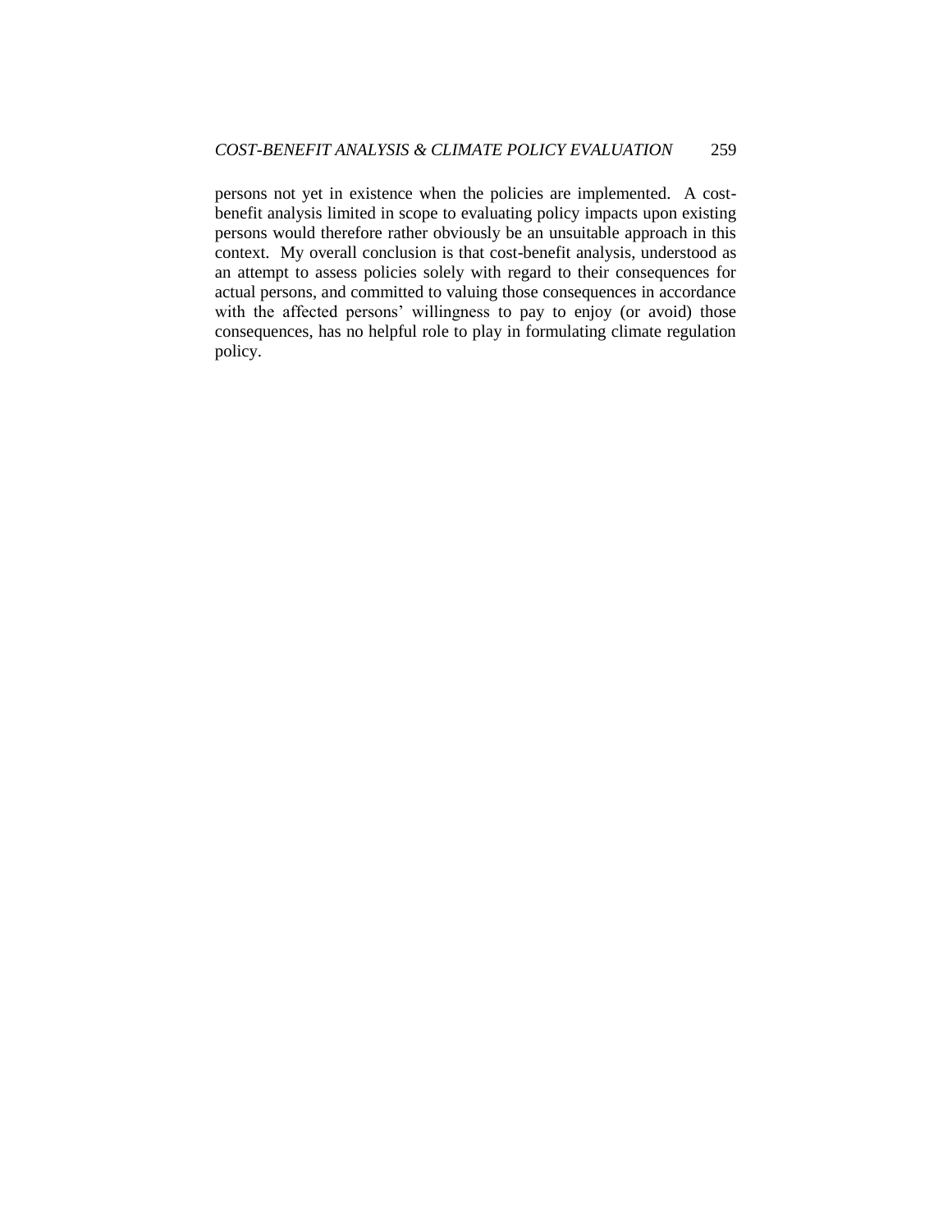persons not yet in existence when the policies are implemented. A cost-benefit analysis limited in scope to evaluating policy impacts upon existing persons would therefore rather obviously be an unsuitable approach in this context. My overall conclusion is that cost-benefit analysis, understood as an attempt to assess policies solely with regard to their consequences for actual persons, and committed to valuing those consequences in accordance with the affected persons' willingness to pay to enjoy (or avoid) those consequences, has no helpful role to play in formulating climate regulation policy.